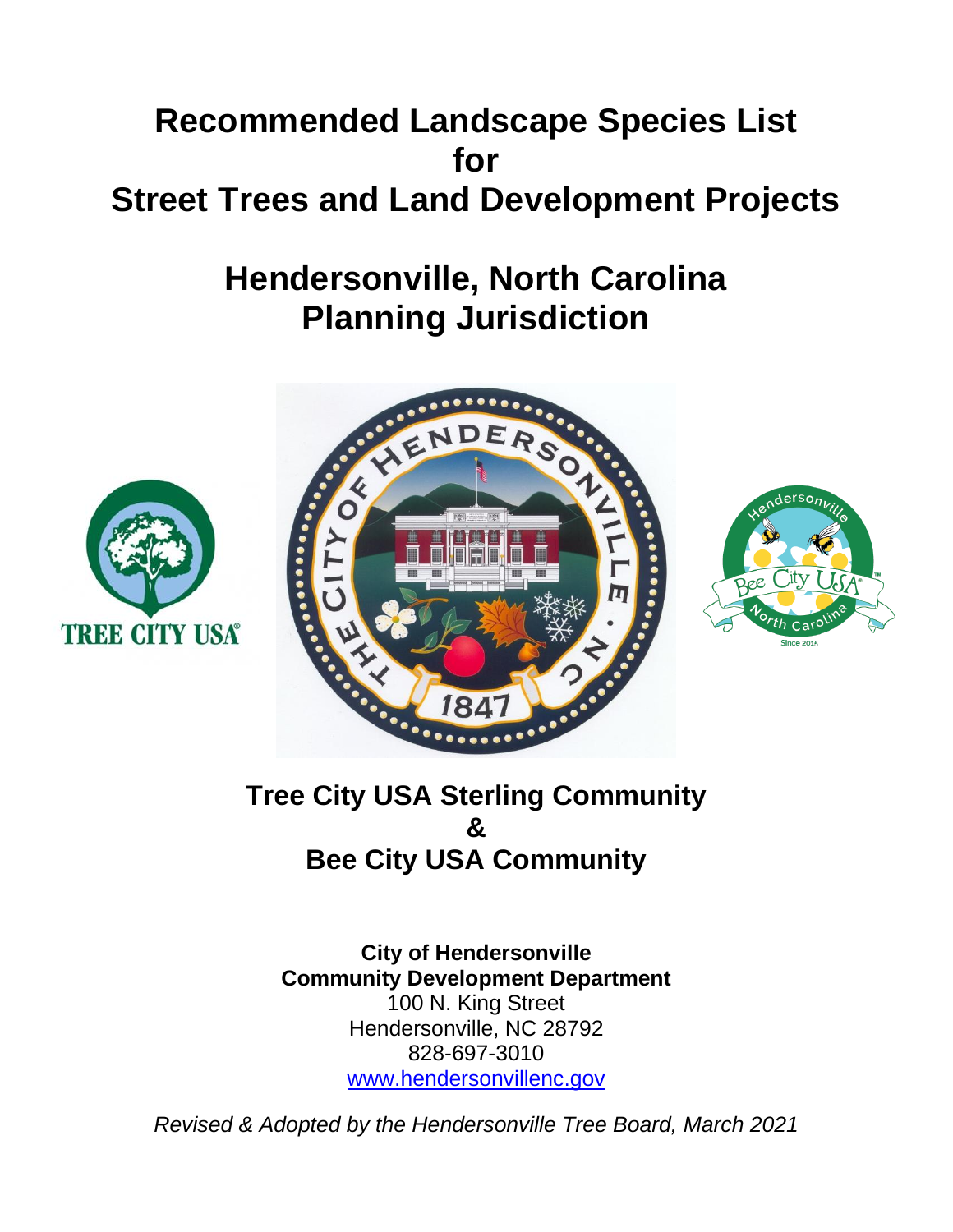# Recommended Landscape Species List for Street Trees and Land Development Projects

# Hendersonville, North Carolina Planning Jurisdiction

## Tree City USA Sterling Community & Bee City USA Community

**City of Hendersonville**
**Community Development Department**
100 N. King Street
Hendersonville, NC 28792
828-697-3010
www.hendersonvillenc.gov

*Revised & Adopted by the Hendersonville Tree Board, March 2021*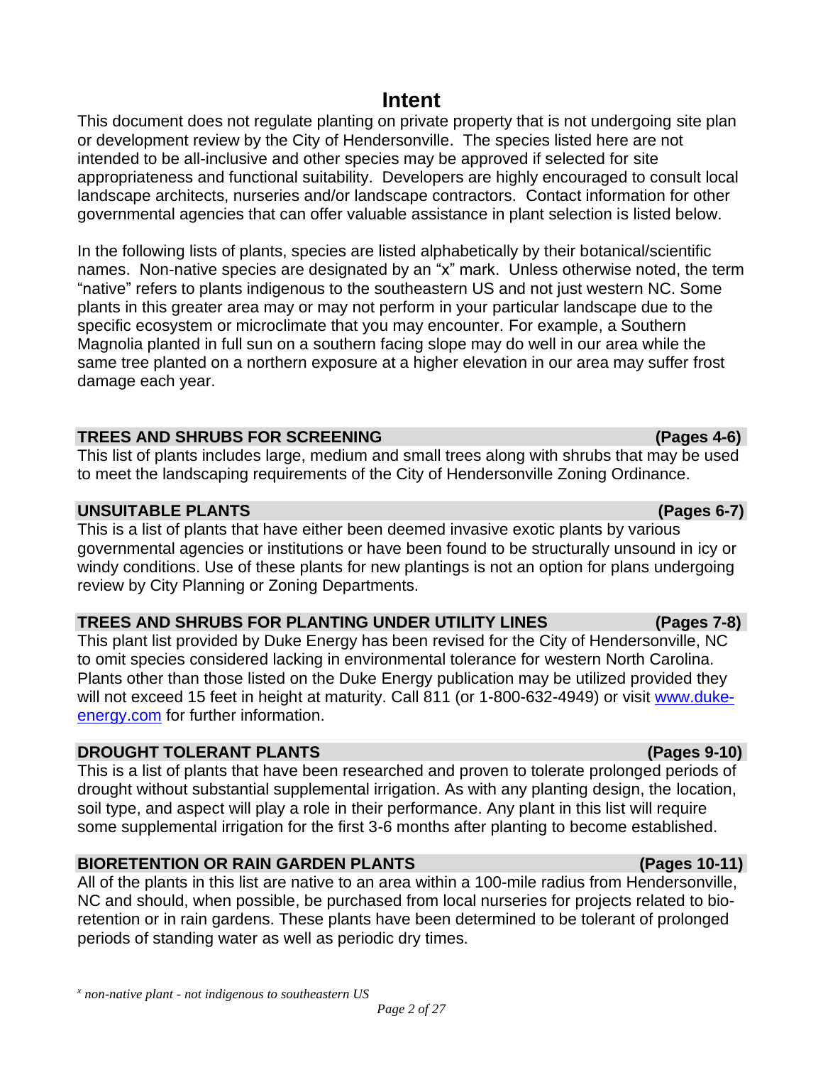# Intent

This document does not regulate planting on private property that is not undergoing site plan or development review by the City of Hendersonville. The species listed here are not intended to be all-inclusive and other species may be approved if selected for site appropriateness and functional suitability. Developers are highly encouraged to consult local landscape architects, nurseries and/or landscape contractors. Contact information for other governmental agencies that can offer valuable assistance in plant selection is listed below.

In the following lists of plants, species are listed alphabetically by their botanical/scientific names. Non-native species are designated by an "x" mark. Unless otherwise noted, the term "native" refers to plants indigenous to the southeastern US and not just western NC. Some plants in this greater area may or may not perform in your particular landscape due to the specific ecosystem or microclimate that you may encounter. For example, a Southern Magnolia planted in full sun on a southern facing slope may do well in our area while the same tree planted on a northern exposure at a higher elevation in our area may suffer frost damage each year.

**TREES AND SHRUBS FOR SCREENING (Pages 4-6)**

This list of plants includes large, medium and small trees along with shrubs that may be used to meet the landscaping requirements of the City of Hendersonville Zoning Ordinance.

**UNSUITABLE PLANTS (Pages 6-7)**

This is a list of plants that have either been deemed invasive exotic plants by various governmental agencies or institutions or have been found to be structurally unsound in icy or windy conditions. Use of these plants for new plantings is not an option for plans undergoing review by City Planning or Zoning Departments.

**TREES AND SHRUBS FOR PLANTING UNDER UTILITY LINES (Pages 7-8)**

This plant list provided by Duke Energy has been revised for the City of Hendersonville, NC to omit species considered lacking in environmental tolerance for western North Carolina. Plants other than those listed on the Duke Energy publication may be utilized provided they will not exceed 15 feet in height at maturity. Call 811 (or 1-800-632-4949) or visit [www.duke-energy.com](http://www.duke-energy.com) for further information.

**DROUGHT TOLERANT PLANTS (Pages 9-10)**

This is a list of plants that have been researched and proven to tolerate prolonged periods of drought without substantial supplemental irrigation. As with any planting design, the location, soil type, and aspect will play a role in their performance. Any plant in this list will require some supplemental irrigation for the first 3-6 months after planting to become established.

**BIORETENTION OR RAIN GARDEN PLANTS (Pages 10-11)**

All of the plants in this list are native to an area within a 100-mile radius from Hendersonville, NC and should, when possible, be purchased from local nurseries for projects related to bio-retention or in rain gardens. These plants have been determined to be tolerant of prolonged periods of standing water as well as periodic dry times.

[x] *non-native plant - not indigenous to southeastern US*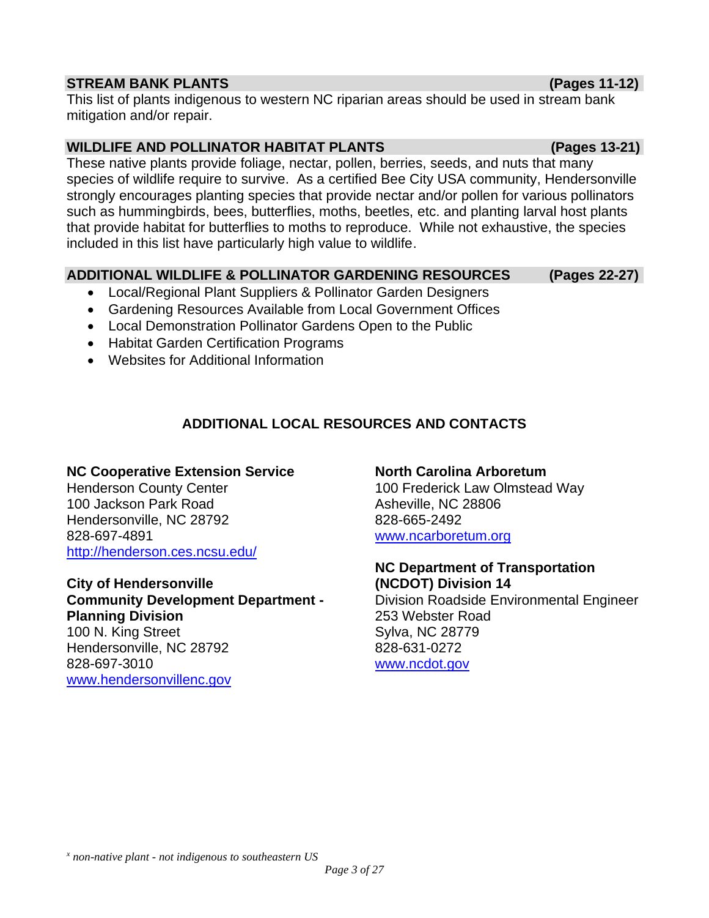## STREAM BANK PLANTS (Pages 11-12)

This list of plants indigenous to western NC riparian areas should be used in stream bank mitigation and/or repair.

## WILDLIFE AND POLLINATOR HABITAT PLANTS (Pages 13-21)

These native plants provide foliage, nectar, pollen, berries, seeds, and nuts that many species of wildlife require to survive. As a certified Bee City USA community, Hendersonville strongly encourages planting species that provide nectar and/or pollen for various pollinators such as hummingbirds, bees, butterflies, moths, beetles, etc. and planting larval host plants that provide habitat for butterflies to moths to reproduce. While not exhaustive, the species included in this list have particularly high value to wildlife.

## ADDITIONAL WILDLIFE & POLLINATOR GARDENING RESOURCES (Pages 22-27)

- Local/Regional Plant Suppliers & Pollinator Garden Designers
- Gardening Resources Available from Local Government Offices
- Local Demonstration Pollinator Gardens Open to the Public
- Habitat Garden Certification Programs
- Websites for Additional Information

## ADDITIONAL LOCAL RESOURCES AND CONTACTS

**NC Cooperative Extension Service**
Henderson County Center
100 Jackson Park Road
Hendersonville, NC 28792
828-697-4891
http://henderson.ces.ncsu.edu/

**City of Hendersonville**
**Community Development Department - Planning Division**
100 N. King Street
Hendersonville, NC 28792
828-697-3010
www.hendersonvillenc.gov

**North Carolina Arboretum**
100 Frederick Law Olmstead Way
Asheville, NC 28806
828-665-2492
www.ncarboretum.org

**NC Department of Transportation (NCDOT) Division 14**
Division Roadside Environmental Engineer
253 Webster Road
Sylva, NC 28779
828-631-0272
www.ncdot.gov

[x] *non-native plant - not indigenous to southeastern US*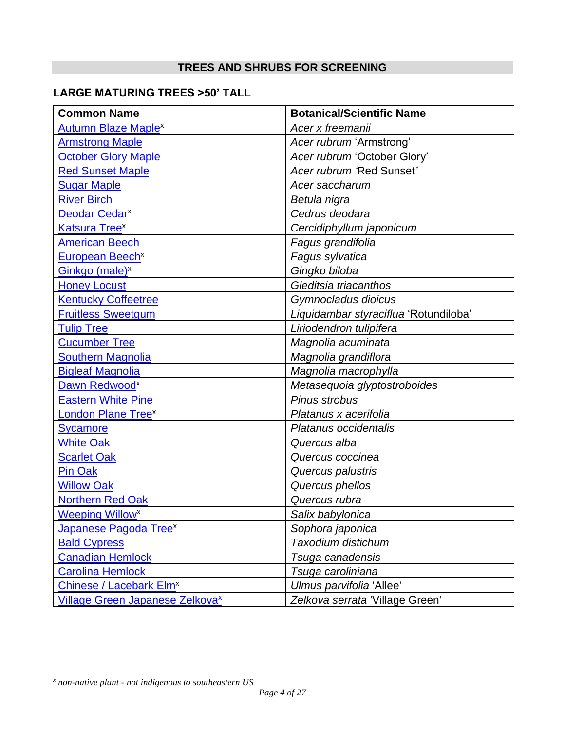## TREES AND SHRUBS FOR SCREENING

### LARGE MATURING TREES >50' TALL

| Common Name | Botanical/Scientific Name |
|---|---|
| Autumn Blaze Maple[x] | *Acer x freemanii* |
| Armstrong Maple | *Acer rubrum* 'Armstrong' |
| October Glory Maple | *Acer rubrum* 'October Glory' |
| Red Sunset Maple | *Acer rubrum* 'Red Sunset' |
| Sugar Maple | *Acer saccharum* |
| River Birch | *Betula nigra* |
| Deodar Cedar[x] | *Cedrus deodara* |
| Katsura Tree[x] | *Cercidiphyllum japonicum* |
| American Beech | *Fagus grandifolia* |
| European Beech[x] | *Fagus sylvatica* |
| Ginkgo (male)[x] | *Gingko biloba* |
| Honey Locust | *Gleditsia triacanthos* |
| Kentucky Coffeetree | *Gymnocladus dioicus* |
| Fruitless Sweetgum | *Liquidambar styraciflua* 'Rotundiloba' |
| Tulip Tree | *Liriodendron tulipifera* |
| Cucumber Tree | *Magnolia acuminata* |
| Southern Magnolia | *Magnolia grandiflora* |
| Bigleaf Magnolia | *Magnolia macrophylla* |
| Dawn Redwood[x] | *Metasequoia glyptostroboides* |
| Eastern White Pine | *Pinus strobus* |
| London Plane Tree[x] | *Platanus x acerifolia* |
| Sycamore | *Platanus occidentalis* |
| White Oak | *Quercus alba* |
| Scarlet Oak | *Quercus coccinea* |
| Pin Oak | *Quercus palustris* |
| Willow Oak | *Quercus phellos* |
| Northern Red Oak | *Quercus rubra* |
| Weeping Willow[x] | *Salix babylonica* |
| Japanese Pagoda Tree[x] | *Sophora japonica* |
| Bald Cypress | *Taxodium distichum* |
| Canadian Hemlock | *Tsuga canadensis* |
| Carolina Hemlock | *Tsuga caroliniana* |
| Chinese / Lacebark Elm[x] | *Ulmus parvifolia* 'Allee' |
| Village Green Japanese Zelkova[x] | *Zelkova serrata* 'Village Green' |

[x] *non-native plant - not indigenous to southeastern US*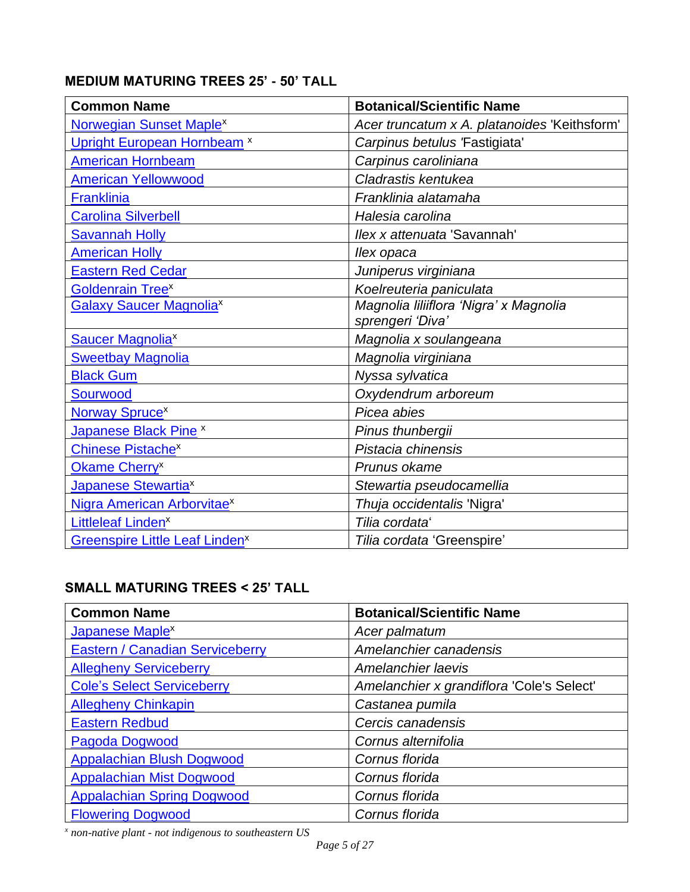### MEDIUM MATURING TREES 25' - 50' TALL

| Common Name | Botanical/Scientific Name |
|---|---|
| Norwegian Sunset Maple[x] | *Acer truncatum x A. platanoides* 'Keithsform' |
| Upright European Hornbeam [x] | *Carpinus betulus* 'Fastigiata' |
| American Hornbeam | *Carpinus caroliniana* |
| American Yellowwood | *Cladrastis kentukea* |
| Franklinia | *Franklinia alatamaha* |
| Carolina Silverbell | *Halesia carolina* |
| Savannah Holly | *Ilex x attenuata* 'Savannah' |
| American Holly | *Ilex opaca* |
| Eastern Red Cedar | *Juniperus virginiana* |
| Goldenrain Tree[x] | *Koelreuteria paniculata* |
| Galaxy Saucer Magnolia[x] | *Magnolia liliiflora 'Nigra' x Magnolia sprengeri 'Diva'* |
| Saucer Magnolia[x] | *Magnolia x soulangeana* |
| Sweetbay Magnolia | *Magnolia virginiana* |
| Black Gum | *Nyssa sylvatica* |
| Sourwood | *Oxydendrum arboreum* |
| Norway Spruce[x] | *Picea abies* |
| Japanese Black Pine [x] | *Pinus thunbergii* |
| Chinese Pistache[x] | *Pistacia chinensis* |
| Okame Cherry[x] | *Prunus okame* |
| Japanese Stewartia[x] | *Stewartia pseudocamellia* |
| Nigra American Arborvitae[x] | *Thuja occidentalis* 'Nigra' |
| Littleleaf Linden[x] | *Tilia cordata*' |
| Greenspire Little Leaf Linden[x] | *Tilia cordata* 'Greenspire' |

### SMALL MATURING TREES < 25' TALL

| Common Name | Botanical/Scientific Name |
|---|---|
| Japanese Maple[x] | *Acer palmatum* |
| Eastern / Canadian Serviceberry | *Amelanchier canadensis* |
| Allegheny Serviceberry | *Amelanchier laevis* |
| Cole's Select Serviceberry | *Amelanchier x grandiflora* 'Cole's Select' |
| Allegheny Chinkapin | *Castanea pumila* |
| Eastern Redbud | *Cercis canadensis* |
| Pagoda Dogwood | *Cornus alternifolia* |
| Appalachian Blush Dogwood | *Cornus florida* |
| Appalachian Mist Dogwood | *Cornus florida* |
| Appalachian Spring Dogwood | *Cornus florida* |
| Flowering Dogwood | *Cornus florida* |

[x] *non-native plant - not indigenous to southeastern US*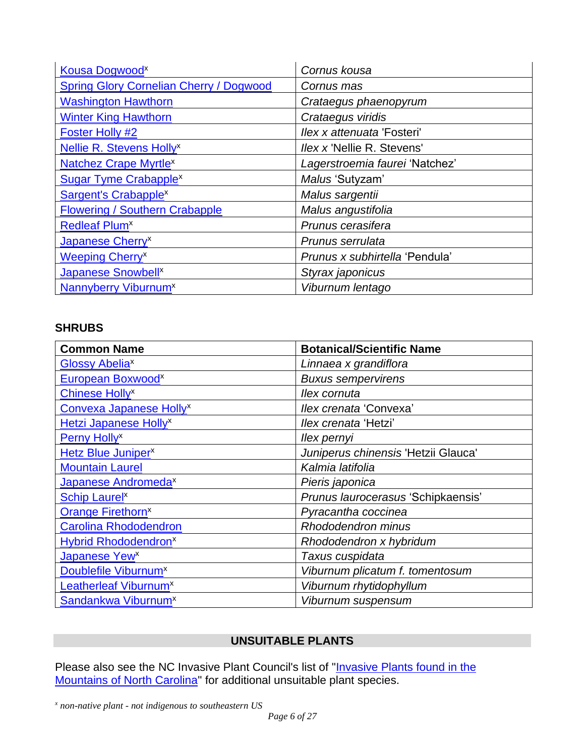| | |
|---|---|
| Kousa Dogwood[x] | *Cornus kousa* |
| Spring Glory Cornelian Cherry / Dogwood | *Cornus mas* |
| Washington Hawthorn | *Crataegus phaenopyrum* |
| Winter King Hawthorn | *Crataegus viridis* |
| Foster Holly #2 | *Ilex x attenuata* 'Fosteri' |
| Nellie R. Stevens Holly[x] | *Ilex x* 'Nellie R. Stevens' |
| Natchez Crape Myrtle[x] | *Lagerstroemia faurei* 'Natchez' |
| Sugar Tyme Crabapple[x] | *Malus* 'Sutyzam' |
| Sargent's Crabapple[x] | *Malus sargentii* |
| Flowering / Southern Crabapple | *Malus angustifolia* |
| Redleaf Plum[x] | *Prunus cerasifera* |
| Japanese Cherry[x] | *Prunus serrulata* |
| Weeping Cherry[x] | *Prunus x subhirtella* 'Pendula' |
| Japanese Snowbell[x] | *Styrax japonicus* |
| Nannyberry Viburnum[x] | *Viburnum lentago* |

### SHRUBS

| Common Name | Botanical/Scientific Name |
|---|---|
| Glossy Abelia[x] | *Linnaea x grandiflora* |
| European Boxwood[x] | *Buxus sempervirens* |
| Chinese Holly[x] | *Ilex cornuta* |
| Convexa Japanese Holly[x] | *Ilex crenata* 'Convexa' |
| Hetzi Japanese Holly[x] | *Ilex crenata* 'Hetzi' |
| Perny Holly[x] | *Ilex pernyi* |
| Hetz Blue Juniper[x] | *Juniperus chinensis* 'Hetzii Glauca' |
| Mountain Laurel | *Kalmia latifolia* |
| Japanese Andromeda[x] | *Pieris japonica* |
| Schip Laurel[x] | *Prunus laurocerasus* 'Schipkaensis' |
| Orange Firethorn[x] | *Pyracantha coccinea* |
| Carolina Rhododendron | *Rhododendron minus* |
| Hybrid Rhododendron[x] | *Rhododendron x hybridum* |
| Japanese Yew[x] | *Taxus cuspidata* |
| Doublefile Viburnum[x] | *Viburnum plicatum f. tomentosum* |
| Leatherleaf Viburnum[x] | *Viburnum rhytidophyllum* |
| Sandankwa Viburnum[x] | *Viburnum suspensum* |

## UNSUITABLE PLANTS

Please also see the NC Invasive Plant Council's list of "Invasive Plants found in the Mountains of North Carolina" for additional unsuitable plant species.

[x] *non-native plant - not indigenous to southeastern US*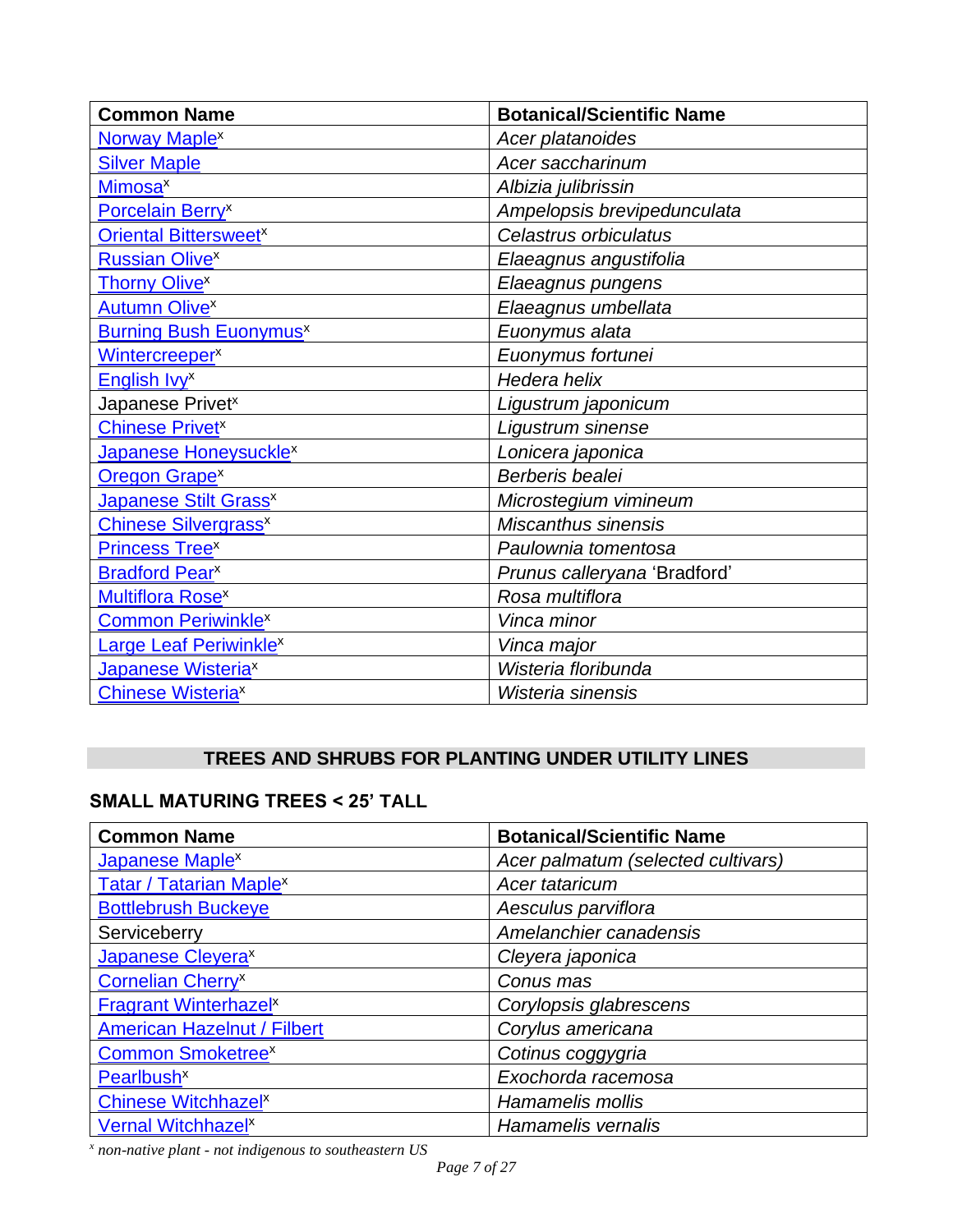| Common Name | Botanical/Scientific Name |
|---|---|
| Norway Maple[x] | *Acer platanoides* |
| Silver Maple | *Acer saccharinum* |
| Mimosa[x] | *Albizia julibrissin* |
| Porcelain Berry[x] | *Ampelopsis brevipedunculata* |
| Oriental Bittersweet[x] | *Celastrus orbiculatus* |
| Russian Olive[x] | *Elaeagnus angustifolia* |
| Thorny Olive[x] | *Elaeagnus pungens* |
| Autumn Olive[x] | *Elaeagnus umbellata* |
| Burning Bush Euonymus[x] | *Euonymus alata* |
| Wintercreeper[x] | *Euonymus fortunei* |
| English Ivy[x] | *Hedera helix* |
| Japanese Privet[x] | *Ligustrum japonicum* |
| Chinese Privet[x] | *Ligustrum sinense* |
| Japanese Honeysuckle[x] | *Lonicera japonica* |
| Oregon Grape[x] | *Berberis bealei* |
| Japanese Stilt Grass[x] | *Microstegium vimineum* |
| Chinese Silvergrass[x] | *Miscanthus sinensis* |
| Princess Tree[x] | *Paulownia tomentosa* |
| Bradford Pear[x] | *Prunus calleryana* 'Bradford' |
| Multiflora Rose[x] | *Rosa multiflora* |
| Common Periwinkle[x] | *Vinca minor* |
| Large Leaf Periwinkle[x] | *Vinca major* |
| Japanese Wisteria[x] | *Wisteria floribunda* |
| Chinese Wisteria[x] | *Wisteria sinensis* |

## TREES AND SHRUBS FOR PLANTING UNDER UTILITY LINES

### SMALL MATURING TREES < 25' TALL

| Common Name | Botanical/Scientific Name |
|---|---|
| Japanese Maple[x] | *Acer palmatum (selected cultivars)* |
| Tatar / Tatarian Maple[x] | *Acer tataricum* |
| Bottlebrush Buckeye | *Aesculus parviflora* |
| Serviceberry | *Amelanchier canadensis* |
| Japanese Cleyera[x] | *Cleyera japonica* |
| Cornelian Cherry[x] | *Conus mas* |
| Fragrant Winterhazel[x] | *Corylopsis glabrescens* |
| American Hazelnut / Filbert | *Corylus americana* |
| Common Smoketree[x] | *Cotinus coggygria* |
| Pearlbush[x] | *Exochorda racemosa* |
| Chinese Witchhazel[x] | *Hamamelis mollis* |
| Vernal Witchhazel[x] | *Hamamelis vernalis* |

[x] *non-native plant - not indigenous to southeastern US*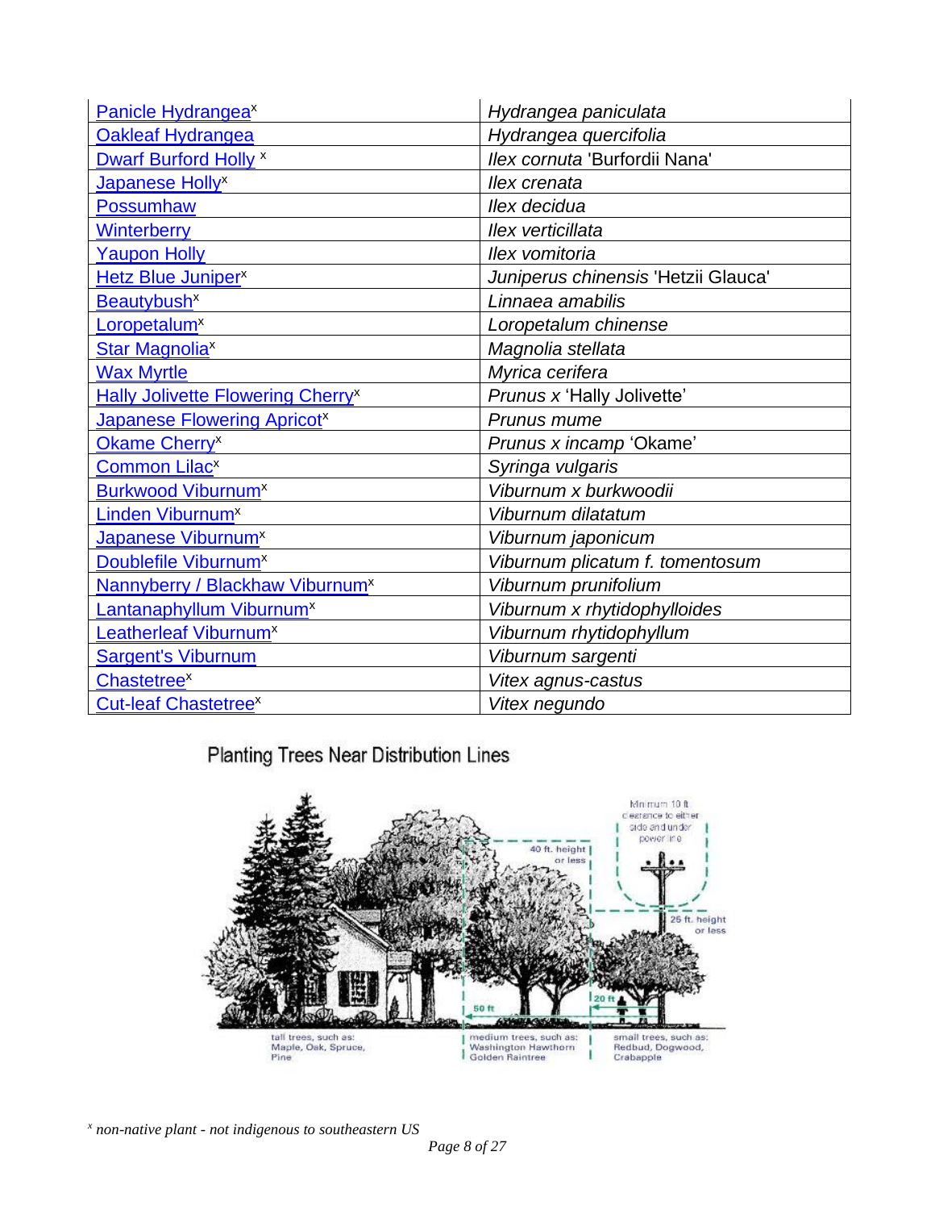| | |
|---|---|
| Panicle Hydrangea[x] | *Hydrangea paniculata* |
| Oakleaf Hydrangea | *Hydrangea quercifolia* |
| Dwarf Burford Holly [x] | *Ilex cornuta* 'Burfordii Nana' |
| Japanese Holly[x] | *Ilex crenata* |
| Possumhaw | *Ilex decidua* |
| Winterberry | *Ilex verticillata* |
| Yaupon Holly | *Ilex vomitoria* |
| Hetz Blue Juniper[x] | *Juniperus chinensis* 'Hetzii Glauca' |
| Beautybush[x] | *Linnaea amabilis* |
| Loropetalum[x] | *Loropetalum chinense* |
| Star Magnolia[x] | *Magnolia stellata* |
| Wax Myrtle | *Myrica cerifera* |
| Hally Jolivette Flowering Cherry[x] | *Prunus x* 'Hally Jolivette' |
| Japanese Flowering Apricot[x] | *Prunus mume* |
| Okame Cherry[x] | *Prunus x incamp* 'Okame' |
| Common Lilac[x] | *Syringa vulgaris* |
| Burkwood Viburnum[x] | *Viburnum x burkwoodii* |
| Linden Viburnum[x] | *Viburnum dilatatum* |
| Japanese Viburnum[x] | *Viburnum japonicum* |
| Doublefile Viburnum[x] | *Viburnum plicatum f. tomentosum* |
| Nannyberry / Blackhaw Viburnum[x] | *Viburnum prunifolium* |
| Lantanaphyllum Viburnum[x] | *Viburnum x rhytidophylloides* |
| Leatherleaf Viburnum[x] | *Viburnum rhytidophyllum* |
| Sargent's Viburnum | *Viburnum sargenti* |
| Chastetree[x] | *Vitex agnus-castus* |
| Cut-leaf Chastetree[x] | *Vitex negundo* |

Planting Trees Near Distribution Lines

Minimum 10 ft clearance to either side and under power line

40 ft. height or less

25 ft. height or less

50 ft

20 ft

tall trees, such as: Maple, Oak, Spruce, Pine

medium trees, such as: Washington Hawthorn Golden Raintree

small trees, such as: Redbud, Dogwood, Crabapple

[x] *non-native plant - not indigenous to southeastern US*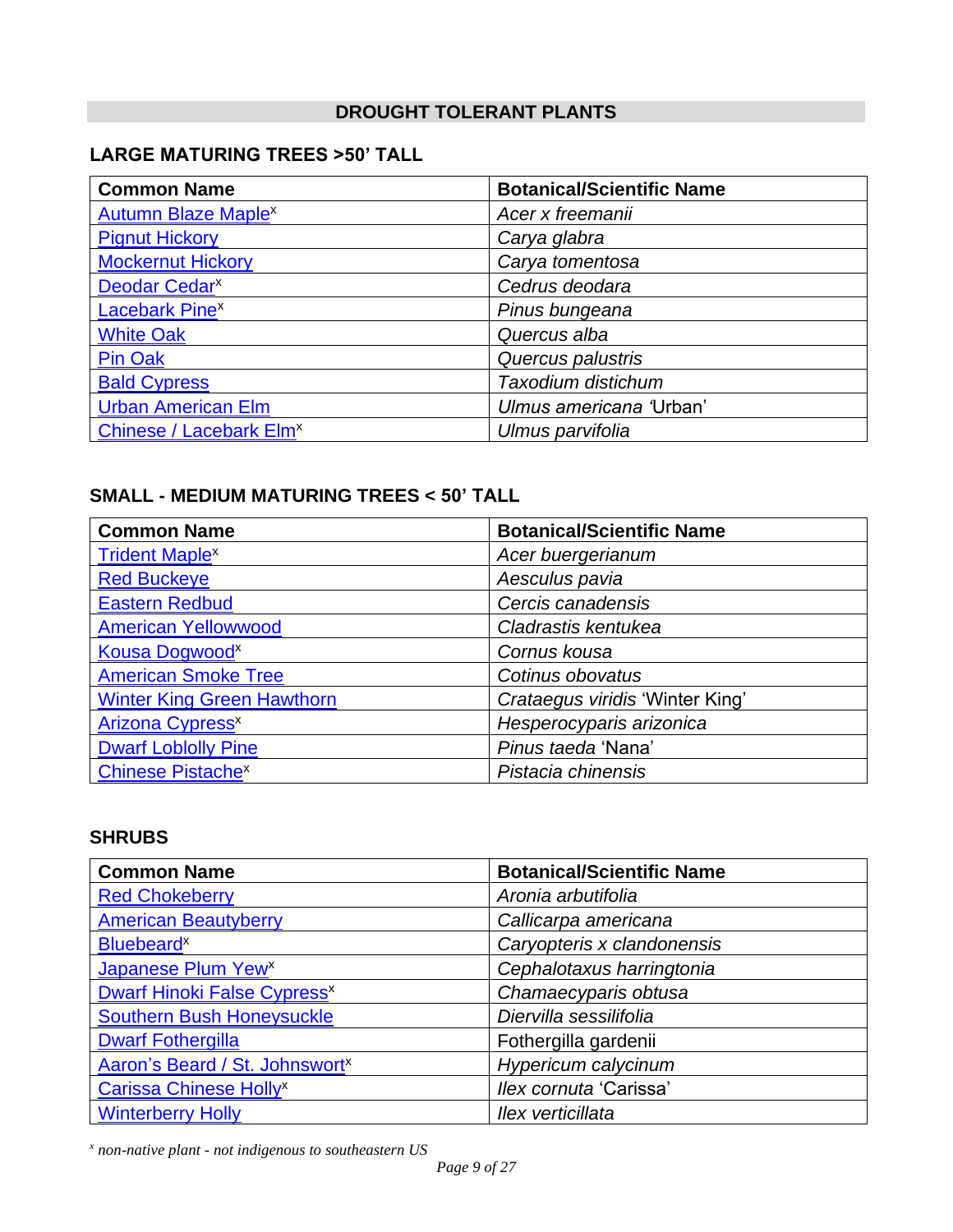## DROUGHT TOLERANT PLANTS

### LARGE MATURING TREES >50' TALL

| Common Name | Botanical/Scientific Name |
|---|---|
| Autumn Blaze Maple[x] | *Acer x freemanii* |
| Pignut Hickory | *Carya glabra* |
| Mockernut Hickory | *Carya tomentosa* |
| Deodar Cedar[x] | *Cedrus deodara* |
| Lacebark Pine[x] | *Pinus bungeana* |
| White Oak | *Quercus alba* |
| Pin Oak | *Quercus palustris* |
| Bald Cypress | *Taxodium distichum* |
| Urban American Elm | *Ulmus americana* 'Urban' |
| Chinese / Lacebark Elm[x] | *Ulmus parvifolia* |

### SMALL - MEDIUM MATURING TREES < 50' TALL

| Common Name | Botanical/Scientific Name |
|---|---|
| Trident Maple[x] | *Acer buergerianum* |
| Red Buckeye | *Aesculus pavia* |
| Eastern Redbud | *Cercis canadensis* |
| American Yellowwood | *Cladrastis kentukea* |
| Kousa Dogwood[x] | *Cornus kousa* |
| American Smoke Tree | *Cotinus obovatus* |
| Winter King Green Hawthorn | *Crataegus viridis* 'Winter King' |
| Arizona Cypress[x] | *Hesperocyparis arizonica* |
| Dwarf Loblolly Pine | *Pinus taeda* 'Nana' |
| Chinese Pistache[x] | *Pistacia chinensis* |

### SHRUBS

| Common Name | Botanical/Scientific Name |
|---|---|
| Red Chokeberry | *Aronia arbutifolia* |
| American Beautyberry | *Callicarpa americana* |
| Bluebeard[x] | *Caryopteris x clandonensis* |
| Japanese Plum Yew[x] | *Cephalotaxus harringtonia* |
| Dwarf Hinoki False Cypress[x] | *Chamaecyparis obtusa* |
| Southern Bush Honeysuckle | *Diervilla sessilifolia* |
| Dwarf Fothergilla | Fothergilla gardenii |
| Aaron's Beard / St. Johnswort[x] | *Hypericum calycinum* |
| Carissa Chinese Holly[x] | *Ilex cornuta* 'Carissa' |
| Winterberry Holly | *Ilex verticillata* |

[x] *non-native plant - not indigenous to southeastern US*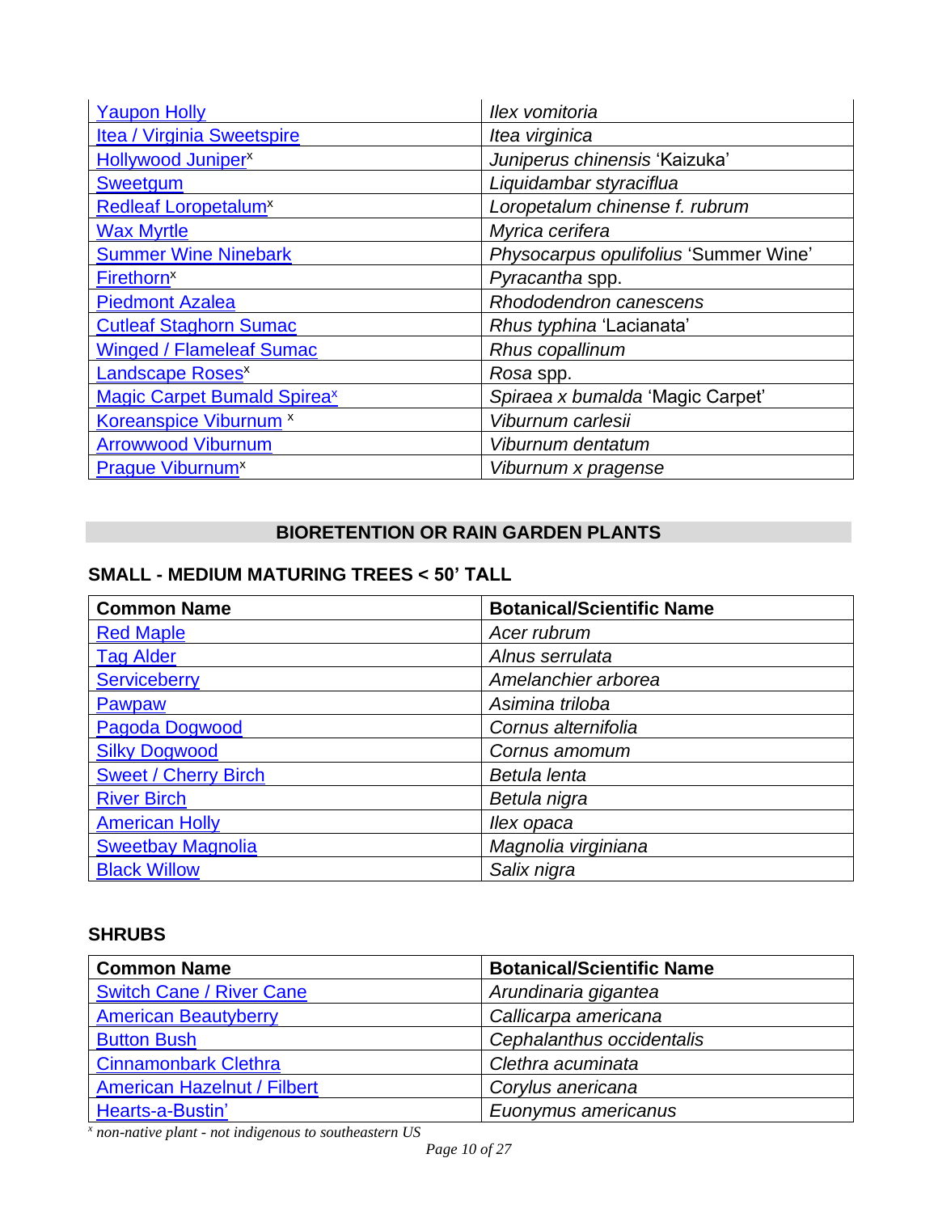| | |
|---|---|
| Yaupon Holly | *Ilex vomitoria* |
| Itea / Virginia Sweetspire | *Itea virginica* |
| Hollywood Juniper[x] | *Juniperus chinensis* 'Kaizuka' |
| Sweetgum | *Liquidambar styraciflua* |
| Redleaf Loropetalum[x] | *Loropetalum chinense f. rubrum* |
| Wax Myrtle | *Myrica cerifera* |
| Summer Wine Ninebark | *Physocarpus opulifolius* 'Summer Wine' |
| Firethorn[x] | *Pyracantha* spp. |
| Piedmont Azalea | *Rhododendron canescens* |
| Cutleaf Staghorn Sumac | *Rhus typhina* 'Lacianata' |
| Winged / Flameleaf Sumac | *Rhus copallinum* |
| Landscape Roses[x] | *Rosa* spp. |
| Magic Carpet Bumald Spirea[x] | *Spiraea x bumalda* 'Magic Carpet' |
| Koreanspice Viburnum [x] | *Viburnum carlesii* |
| Arrowwood Viburnum | *Viburnum dentatum* |
| Prague Viburnum[x] | *Viburnum x pragense* |

## BIORETENTION OR RAIN GARDEN PLANTS

### SMALL - MEDIUM MATURING TREES < 50' TALL

| Common Name | Botanical/Scientific Name |
|---|---|
| Red Maple | *Acer rubrum* |
| Tag Alder | *Alnus serrulata* |
| Serviceberry | *Amelanchier arborea* |
| Pawpaw | *Asimina triloba* |
| Pagoda Dogwood | *Cornus alternifolia* |
| Silky Dogwood | *Cornus amomum* |
| Sweet / Cherry Birch | *Betula lenta* |
| River Birch | *Betula nigra* |
| American Holly | *Ilex opaca* |
| Sweetbay Magnolia | *Magnolia virginiana* |
| Black Willow | *Salix nigra* |

### SHRUBS

| Common Name | Botanical/Scientific Name |
|---|---|
| Switch Cane / River Cane | *Arundinaria gigantea* |
| American Beautyberry | *Callicarpa americana* |
| Button Bush | *Cephalanthus occidentalis* |
| Cinnamonbark Clethra | *Clethra acuminata* |
| American Hazelnut / Filbert | *Corylus anericana* |
| Hearts-a-Bustin' | *Euonymus americanus* |

[x] *non-native plant - not indigenous to southeastern US*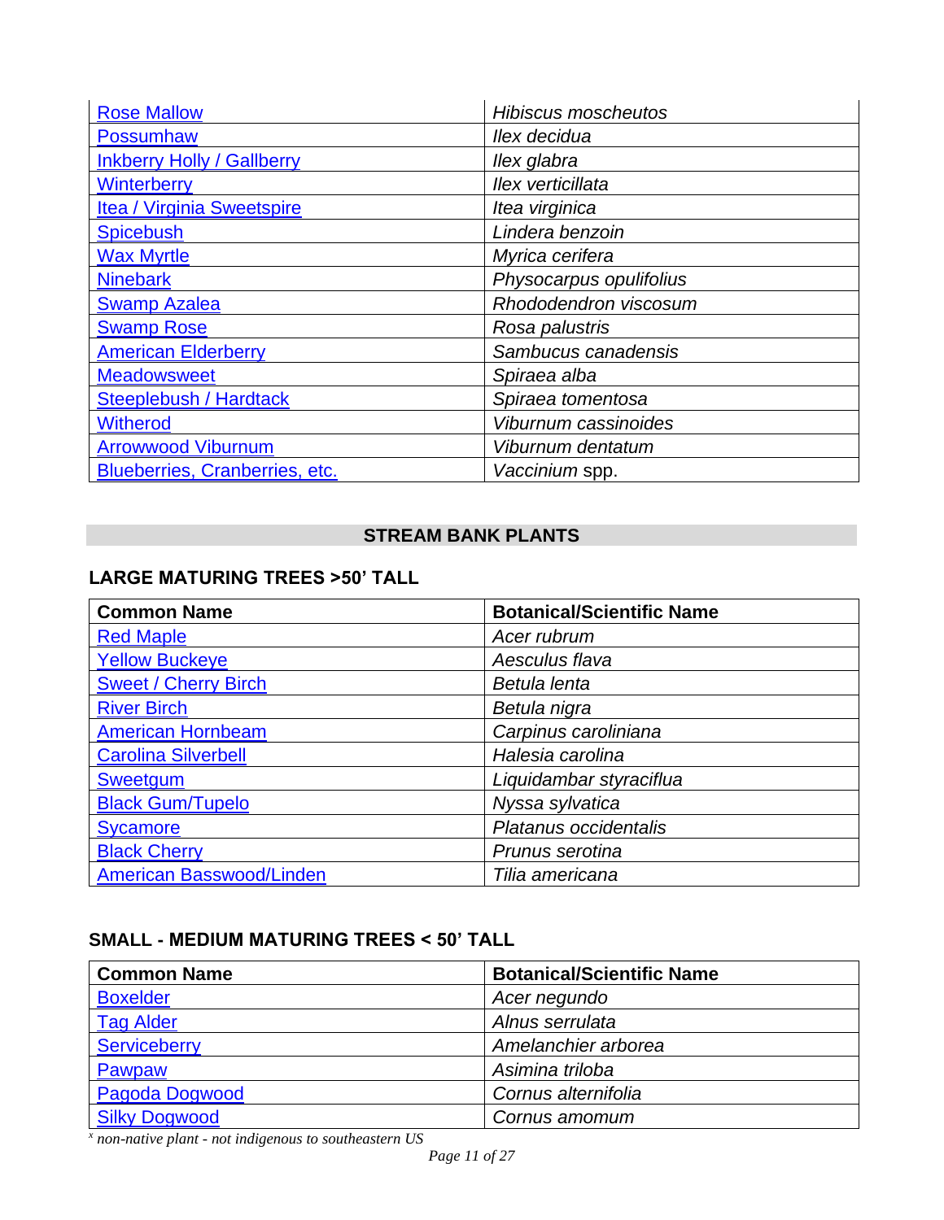| | |
|---|---|
| Rose Mallow | *Hibiscus moscheutos* |
| Possumhaw | *Ilex decidua* |
| Inkberry Holly / Gallberry | *Ilex glabra* |
| Winterberry | *Ilex verticillata* |
| Itea / Virginia Sweetspire | *Itea virginica* |
| Spicebush | *Lindera benzoin* |
| Wax Myrtle | *Myrica cerifera* |
| Ninebark | *Physocarpus opulifolius* |
| Swamp Azalea | *Rhododendron viscosum* |
| Swamp Rose | *Rosa palustris* |
| American Elderberry | *Sambucus canadensis* |
| Meadowsweet | *Spiraea alba* |
| Steeplebush / Hardtack | *Spiraea tomentosa* |
| Witherod | *Viburnum cassinoides* |
| Arrowwood Viburnum | *Viburnum dentatum* |
| Blueberries, Cranberries, etc. | *Vaccinium* spp. |

## STREAM BANK PLANTS

### LARGE MATURING TREES >50' TALL

| Common Name | Botanical/Scientific Name |
|---|---|
| Red Maple | *Acer rubrum* |
| Yellow Buckeye | *Aesculus flava* |
| Sweet / Cherry Birch | *Betula lenta* |
| River Birch | *Betula nigra* |
| American Hornbeam | *Carpinus caroliniana* |
| Carolina Silverbell | *Halesia carolina* |
| Sweetgum | *Liquidambar styraciflua* |
| Black Gum/Tupelo | *Nyssa sylvatica* |
| Sycamore | *Platanus occidentalis* |
| Black Cherry | *Prunus serotina* |
| American Basswood/Linden | *Tilia americana* |

### SMALL - MEDIUM MATURING TREES < 50' TALL

| Common Name | Botanical/Scientific Name |
|---|---|
| Boxelder | *Acer negundo* |
| Tag Alder | *Alnus serrulata* |
| Serviceberry | *Amelanchier arborea* |
| Pawpaw | *Asimina triloba* |
| Pagoda Dogwood | *Cornus alternifolia* |
| Silky Dogwood | *Cornus amomum* |

[x] *non-native plant - not indigenous to southeastern US*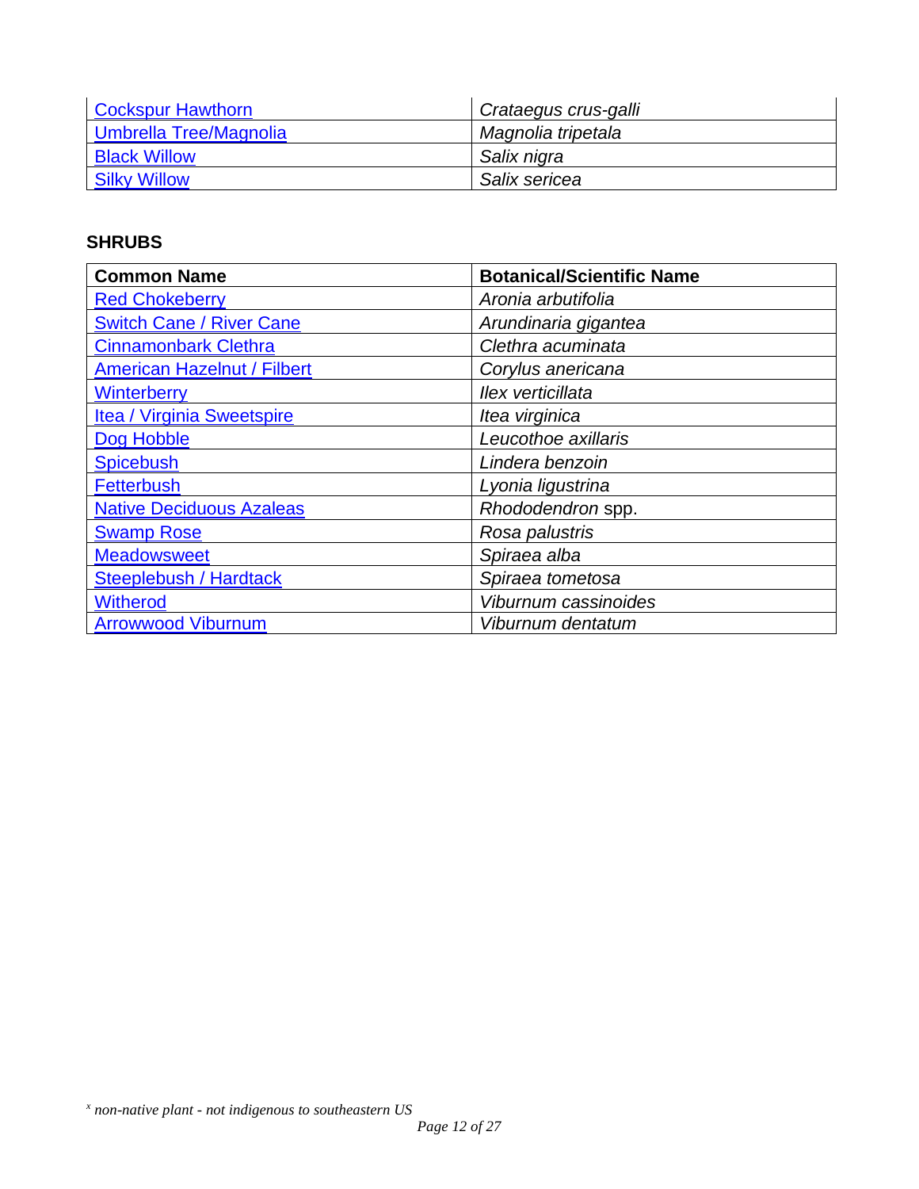| | |
|---|---|
| Cockspur Hawthorn | *Crataegus crus-galli* |
| Umbrella Tree/Magnolia | *Magnolia tripetala* |
| Black Willow | *Salix nigra* |
| Silky Willow | *Salix sericea* |

## SHRUBS

| Common Name | Botanical/Scientific Name |
|---|---|
| Red Chokeberry | *Aronia arbutifolia* |
| Switch Cane / River Cane | *Arundinaria gigantea* |
| Cinnamonbark Clethra | *Clethra acuminata* |
| American Hazelnut / Filbert | *Corylus anericana* |
| Winterberry | *Ilex verticillata* |
| Itea / Virginia Sweetspire | *Itea virginica* |
| Dog Hobble | *Leucothoe axillaris* |
| Spicebush | *Lindera benzoin* |
| Fetterbush | *Lyonia ligustrina* |
| Native Deciduous Azaleas | *Rhododendron* spp. |
| Swamp Rose | *Rosa palustris* |
| Meadowsweet | *Spiraea alba* |
| Steeplebush / Hardtack | *Spiraea tometosa* |
| Witherod | *Viburnum cassinoides* |
| Arrowwood Viburnum | *Viburnum dentatum* |

[x] *non-native plant - not indigenous to southeastern US*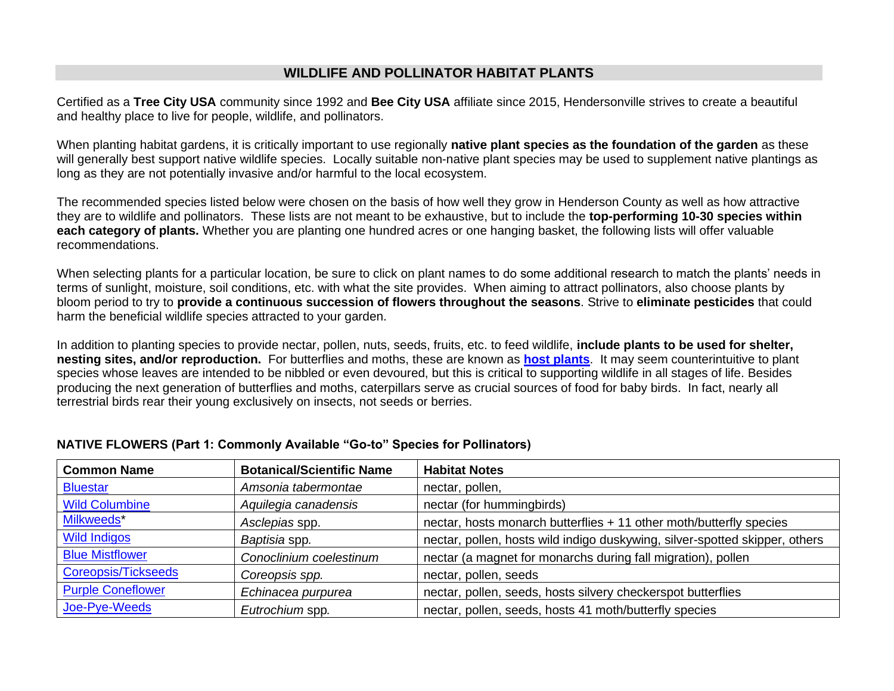## WILDLIFE AND POLLINATOR HABITAT PLANTS

Certified as a **Tree City USA** community since 1992 and **Bee City USA** affiliate since 2015, Hendersonville strives to create a beautiful and healthy place to live for people, wildlife, and pollinators.

When planting habitat gardens, it is critically important to use regionally **native plant species as the foundation of the garden** as these will generally best support native wildlife species. Locally suitable non-native plant species may be used to supplement native plantings as long as they are not potentially invasive and/or harmful to the local ecosystem.

The recommended species listed below were chosen on the basis of how well they grow in Henderson County as well as how attractive they are to wildlife and pollinators. These lists are not meant to be exhaustive, but to include the **top-performing 10-30 species within each category of plants.** Whether you are planting one hundred acres or one hanging basket, the following lists will offer valuable recommendations.

When selecting plants for a particular location, be sure to click on plant names to do some additional research to match the plants' needs in terms of sunlight, moisture, soil conditions, etc. with what the site provides. When aiming to attract pollinators, also choose plants by bloom period to try to **provide a continuous succession of flowers throughout the seasons**. Strive to **eliminate pesticides** that could harm the beneficial wildlife species attracted to your garden.

In addition to planting species to provide nectar, pollen, nuts, seeds, fruits, etc. to feed wildlife, **include plants to be used for shelter, nesting sites, and/or reproduction.** For butterflies and moths, these are known as **host plants**. It may seem counterintuitive to plant species whose leaves are intended to be nibbled or even devoured, but this is critical to supporting wildlife in all stages of life. Besides producing the next generation of butterflies and moths, caterpillars serve as crucial sources of food for baby birds. In fact, nearly all terrestrial birds rear their young exclusively on insects, not seeds or berries.

### NATIVE FLOWERS (Part 1: Commonly Available "Go-to" Species for Pollinators)

| Common Name | Botanical/Scientific Name | Habitat Notes |
|---|---|---|
| Bluestar | *Amsonia tabermontae* | nectar, pollen, |
| Wild Columbine | *Aquilegia canadensis* | nectar (for hummingbirds) |
| Milkweeds* | *Asclepias* spp. | nectar, hosts monarch butterflies + 11 other moth/butterfly species |
| Wild Indigos | *Baptisia* spp. | nectar, pollen, hosts wild indigo duskywing, silver-spotted skipper, others |
| Blue Mistflower | *Conoclinium coelestinum* | nectar (a magnet for monarchs during fall migration), pollen |
| Coreopsis/Tickseeds | *Coreopsis spp.* | nectar, pollen, seeds |
| Purple Coneflower | *Echinacea purpurea* | nectar, pollen, seeds, hosts silvery checkerspot butterflies |
| Joe-Pye-Weeds | *Eutrochium* spp. | nectar, pollen, seeds, hosts 41 moth/butterfly species |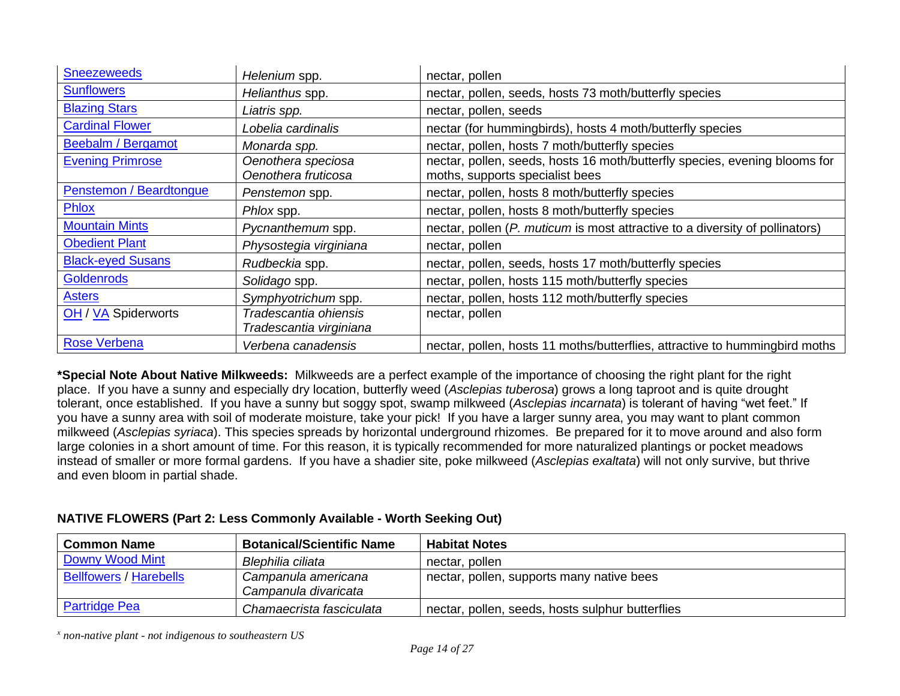| | | |
|---|---|---|
| Sneezeweeds | *Helenium* spp. | nectar, pollen |
| Sunflowers | *Helianthus* spp. | nectar, pollen, seeds, hosts 73 moth/butterfly species |
| Blazing Stars | *Liatris spp.* | nectar, pollen, seeds |
| Cardinal Flower | *Lobelia cardinalis* | nectar (for hummingbirds), hosts 4 moth/butterfly species |
| Beebalm / Bergamot | *Monarda spp.* | nectar, pollen, hosts 7 moth/butterfly species |
| Evening Primrose | *Oenothera speciosa* *Oenothera fruticosa* | nectar, pollen, seeds, hosts 16 moth/butterfly species, evening blooms for moths, supports specialist bees |
| Penstemon / Beardtongue | *Penstemon* spp. | nectar, pollen, hosts 8 moth/butterfly species |
| Phlox | *Phlox* spp. | nectar, pollen, hosts 8 moth/butterfly species |
| Mountain Mints | *Pycnanthemum* spp. | nectar, pollen (*P. muticum* is most attractive to a diversity of pollinators) |
| Obedient Plant | *Physostegia virginiana* | nectar, pollen |
| Black-eyed Susans | *Rudbeckia* spp. | nectar, pollen, seeds, hosts 17 moth/butterfly species |
| Goldenrods | *Solidago* spp. | nectar, pollen, hosts 115 moth/butterfly species |
| Asters | *Symphyotrichum* spp. | nectar, pollen, hosts 112 moth/butterfly species |
| OH / VA Spiderworts | *Tradescantia ohiensis* *Tradescantia virginiana* | nectar, pollen |
| Rose Verbena | *Verbena canadensis* | nectar, pollen, hosts 11 moths/butterflies, attractive to hummingbird moths |

**\*Special Note About Native Milkweeds:** Milkweeds are a perfect example of the importance of choosing the right plant for the right place. If you have a sunny and especially dry location, butterfly weed (*Asclepias tuberosa*) grows a long taproot and is quite drought tolerant, once established. If you have a sunny but soggy spot, swamp milkweed (*Asclepias incarnata*) is tolerant of having "wet feet." If you have a sunny area with soil of moderate moisture, take your pick! If you have a larger sunny area, you may want to plant common milkweed (*Asclepias syriaca*). This species spreads by horizontal underground rhizomes. Be prepared for it to move around and also form large colonies in a short amount of time. For this reason, it is typically recommended for more naturalized plantings or pocket meadows instead of smaller or more formal gardens. If you have a shadier site, poke milkweed (*Asclepias exaltata*) will not only survive, but thrive and even bloom in partial shade.

**NATIVE FLOWERS (Part 2: Less Commonly Available - Worth Seeking Out)**

| Common Name | Botanical/Scientific Name | Habitat Notes |
|---|---|---|
| Downy Wood Mint | *Blephilia ciliata* | nectar, pollen |
| Bellfowers / Harebells | *Campanula americana* *Campanula divaricata* | nectar, pollen, supports many native bees |
| Partridge Pea | *Chamaecrista fasciculata* | nectar, pollen, seeds, hosts sulphur butterflies |

*[x] non-native plant - not indigenous to southeastern US*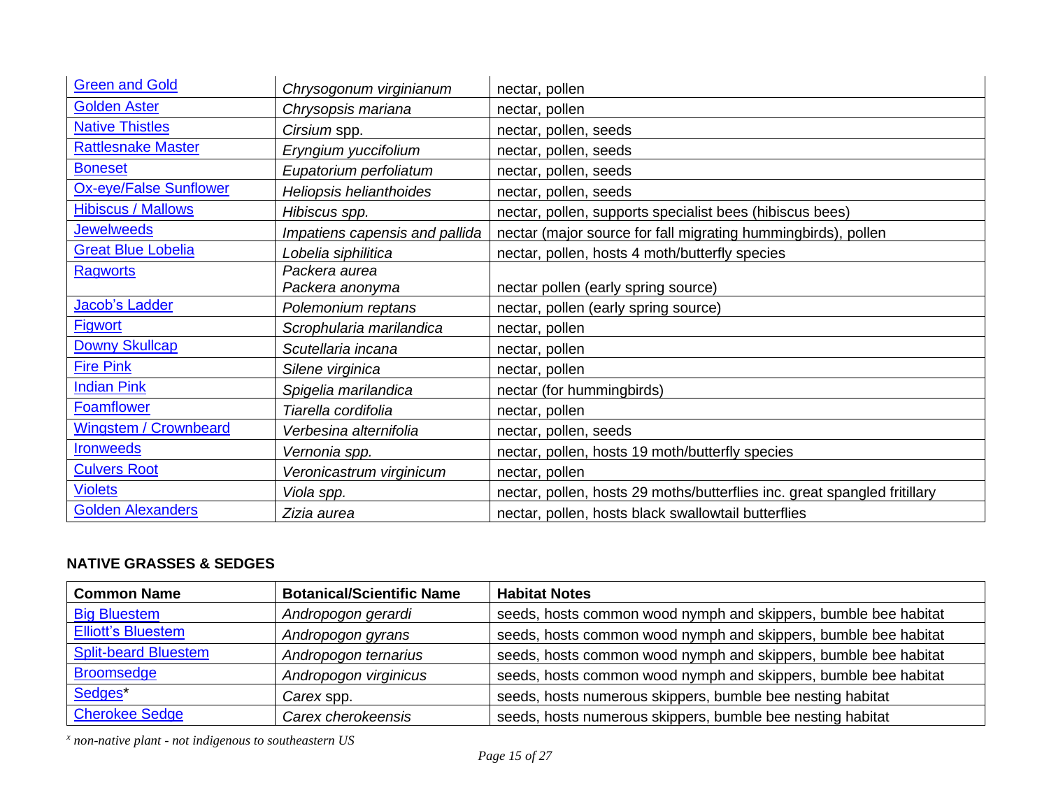| | | |
|---|---|---|
| Green and Gold | *Chrysogonum virginianum* | nectar, pollen |
| Golden Aster | *Chrysopsis mariana* | nectar, pollen |
| Native Thistles | *Cirsium* spp. | nectar, pollen, seeds |
| Rattlesnake Master | *Eryngium yuccifolium* | nectar, pollen, seeds |
| Boneset | *Eupatorium perfoliatum* | nectar, pollen, seeds |
| Ox-eye/False Sunflower | *Heliopsis helianthoides* | nectar, pollen, seeds |
| Hibiscus / Mallows | *Hibiscus spp.* | nectar, pollen, supports specialist bees (hibiscus bees) |
| Jewelweeds | *Impatiens capensis and pallida* | nectar (major source for fall migrating hummingbirds), pollen |
| Great Blue Lobelia | *Lobelia siphilitica* | nectar, pollen, hosts 4 moth/butterfly species |
| Ragworts | *Packera aurea* *Packera anonyma* | nectar pollen (early spring source) |
| Jacob's Ladder | *Polemonium reptans* | nectar, pollen (early spring source) |
| Figwort | *Scrophularia marilandica* | nectar, pollen |
| Downy Skullcap | *Scutellaria incana* | nectar, pollen |
| Fire Pink | *Silene virginica* | nectar, pollen |
| Indian Pink | *Spigelia marilandica* | nectar (for hummingbirds) |
| Foamflower | *Tiarella cordifolia* | nectar, pollen |
| Wingstem / Crownbeard | *Verbesina alternifolia* | nectar, pollen, seeds |
| Ironweeds | *Vernonia spp.* | nectar, pollen, hosts 19 moth/butterfly species |
| Culvers Root | *Veronicastrum virginicum* | nectar, pollen |
| Violets | *Viola spp.* | nectar, pollen, hosts 29 moths/butterflies inc. great spangled fritillary |
| Golden Alexanders | *Zizia aurea* | nectar, pollen, hosts black swallowtail butterflies |

**NATIVE GRASSES & SEDGES**

| Common Name | Botanical/Scientific Name | Habitat Notes |
|---|---|---|
| Big Bluestem | *Andropogon gerardi* | seeds, hosts common wood nymph and skippers, bumble bee habitat |
| Elliott's Bluestem | *Andropogon gyrans* | seeds, hosts common wood nymph and skippers, bumble bee habitat |
| Split-beard Bluestem | *Andropogon ternarius* | seeds, hosts common wood nymph and skippers, bumble bee habitat |
| Broomsedge | *Andropogon virginicus* | seeds, hosts common wood nymph and skippers, bumble bee habitat |
| Sedges* | *Carex* spp. | seeds, hosts numerous skippers, bumble bee nesting habitat |
| Cherokee Sedge | *Carex cherokeensis* | seeds, hosts numerous skippers, bumble bee nesting habitat |

[x] *non-native plant - not indigenous to southeastern US*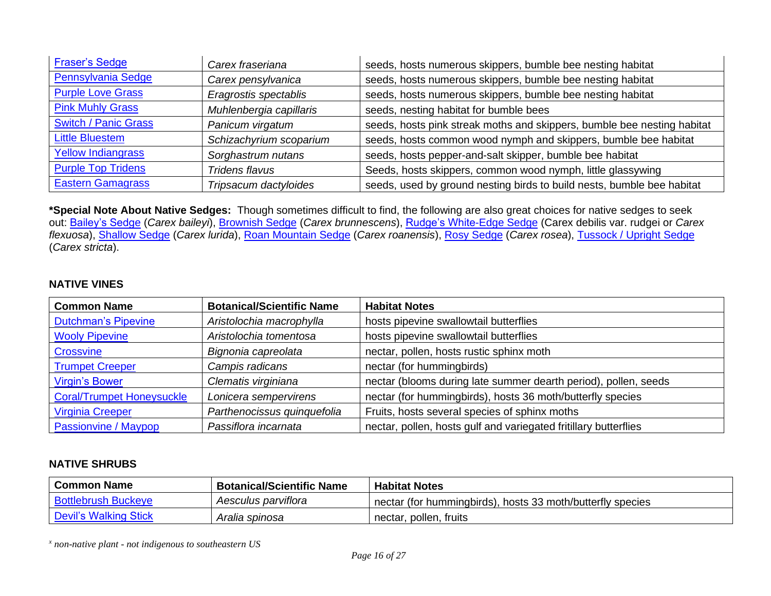| Fraser's Sedge | *Carex fraseriana* | seeds, hosts numerous skippers, bumble bee nesting habitat |
|---|---|---|
| Pennsylvania Sedge | *Carex pensylvanica* | seeds, hosts numerous skippers, bumble bee nesting habitat |
| Purple Love Grass | *Eragrostis spectablis* | seeds, hosts numerous skippers, bumble bee nesting habitat |
| Pink Muhly Grass | *Muhlenbergia capillaris* | seeds, nesting habitat for bumble bees |
| Switch / Panic Grass | *Panicum virgatum* | seeds, hosts pink streak moths and skippers, bumble bee nesting habitat |
| Little Bluestem | *Schizachyrium scoparium* | seeds, hosts common wood nymph and skippers, bumble bee habitat |
| Yellow Indiangrass | *Sorghastrum nutans* | seeds, hosts pepper-and-salt skipper, bumble bee habitat |
| Purple Top Tridens | *Tridens flavus* | Seeds, hosts skippers, common wood nymph, little glassywing |
| Eastern Gamagrass | *Tripsacum dactyloides* | seeds, used by ground nesting birds to build nests, bumble bee habitat |

**\*Special Note About Native Sedges:** Though sometimes difficult to find, the following are also great choices for native sedges to seek out: Bailey's Sedge (*Carex baileyi*), Brownish Sedge (*Carex brunnescens*), Rudge's White-Edge Sedge (Carex debilis var. rudgei or *Carex flexuosa*), Shallow Sedge (*Carex lurida*), Roan Mountain Sedge (*Carex roanensis*), Rosy Sedge (*Carex rosea*), Tussock / Upright Sedge (*Carex stricta*).

## NATIVE VINES

| Common Name | Botanical/Scientific Name | Habitat Notes |
|---|---|---|
| Dutchman's Pipevine | *Aristolochia macrophylla* | hosts pipevine swallowtail butterflies |
| Wooly Pipevine | *Aristolochia tomentosa* | hosts pipevine swallowtail butterflies |
| Crossvine | *Bignonia capreolata* | nectar, pollen, hosts rustic sphinx moth |
| Trumpet Creeper | *Campis radicans* | nectar (for hummingbirds) |
| Virgin's Bower | *Clematis virginiana* | nectar (blooms during late summer dearth period), pollen, seeds |
| Coral/Trumpet Honeysuckle | *Lonicera sempervirens* | nectar (for hummingbirds), hosts 36 moth/butterfly species |
| Virginia Creeper | *Parthenocissus quinquefolia* | Fruits, hosts several species of sphinx moths |
| Passionvine / Maypop | *Passiflora incarnata* | nectar, pollen, hosts gulf and variegated fritillary butterflies |

## NATIVE SHRUBS

| Common Name | Botanical/Scientific Name | Habitat Notes |
|---|---|---|
| Bottlebrush Buckeye | *Aesculus parviflora* | nectar (for hummingbirds), hosts 33 moth/butterfly species |
| Devil's Walking Stick | *Aralia spinosa* | nectar, pollen, fruits |

[x] *non-native plant - not indigenous to southeastern US*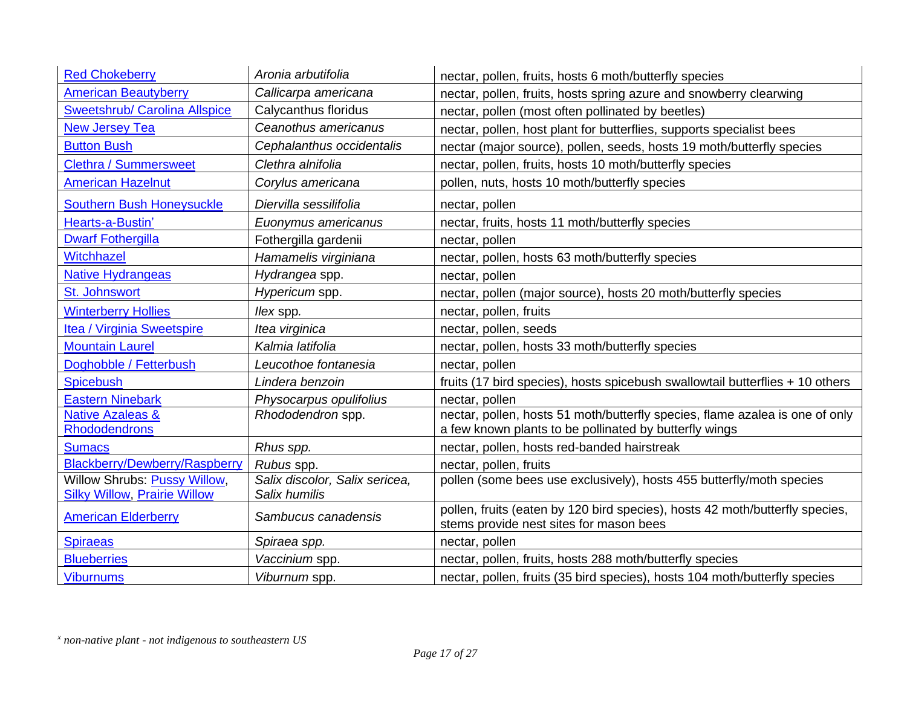| Red Chokeberry | *Aronia arbutifolia* | nectar, pollen, fruits, hosts 6 moth/butterfly species |
|---|---|---|
| American Beautyberry | *Callicarpa americana* | nectar, pollen, fruits, hosts spring azure and snowberry clearwing |
| Sweetshrub/ Carolina Allspice | Calycanthus floridus | nectar, pollen (most often pollinated by beetles) |
| New Jersey Tea | *Ceanothus americanus* | nectar, pollen, host plant for butterflies, supports specialist bees |
| Button Bush | *Cephalanthus occidentalis* | nectar (major source), pollen, seeds, hosts 19 moth/butterfly species |
| Clethra / Summersweet | *Clethra alnifolia* | nectar, pollen, fruits, hosts 10 moth/butterfly species |
| American Hazelnut | *Corylus americana* | pollen, nuts, hosts 10 moth/butterfly species |
| Southern Bush Honeysuckle | *Diervilla sessilifolia* | nectar, pollen |
| Hearts-a-Bustin' | *Euonymus americanus* | nectar, fruits, hosts 11 moth/butterfly species |
| Dwarf Fothergilla | Fothergilla gardenii | nectar, pollen |
| Witchhazel | *Hamamelis virginiana* | nectar, pollen, hosts 63 moth/butterfly species |
| Native Hydrangeas | *Hydrangea* spp. | nectar, pollen |
| St. Johnswort | *Hypericum* spp. | nectar, pollen (major source), hosts 20 moth/butterfly species |
| Winterberry Hollies | *Ilex* spp. | nectar, pollen, fruits |
| Itea / Virginia Sweetspire | *Itea virginica* | nectar, pollen, seeds |
| Mountain Laurel | *Kalmia latifolia* | nectar, pollen, hosts 33 moth/butterfly species |
| Doghobble / Fetterbush | *Leucothoe fontanesia* | nectar, pollen |
| Spicebush | *Lindera benzoin* | fruits (17 bird species), hosts spicebush swallowtail butterflies + 10 others |
| Eastern Ninebark | *Physocarpus opulifolius* | nectar, pollen |
| Native Azaleas & Rhododendrons | *Rhododendron* spp. | nectar, pollen, hosts 51 moth/butterfly species, flame azalea is one of only a few known plants to be pollinated by butterfly wings |
| Sumacs | *Rhus spp.* | nectar, pollen, hosts red-banded hairstreak |
| Blackberry/Dewberry/Raspberry | *Rubus* spp. | nectar, pollen, fruits |
| Willow Shrubs: Pussy Willow, Silky Willow, Prairie Willow | *Salix discolor, Salix sericea, Salix humilis* | pollen (some bees use exclusively), hosts 455 butterfly/moth species |
| American Elderberry | *Sambucus canadensis* | pollen, fruits (eaten by 120 bird species), hosts 42 moth/butterfly species, stems provide nest sites for mason bees |
| Spiraeas | *Spiraea spp.* | nectar, pollen |
| Blueberries | *Vaccinium* spp. | nectar, pollen, fruits, hosts 288 moth/butterfly species |
| Viburnums | *Viburnum* spp. | nectar, pollen, fruits (35 bird species), hosts 104 moth/butterfly species |

[x] *non-native plant - not indigenous to southeastern US*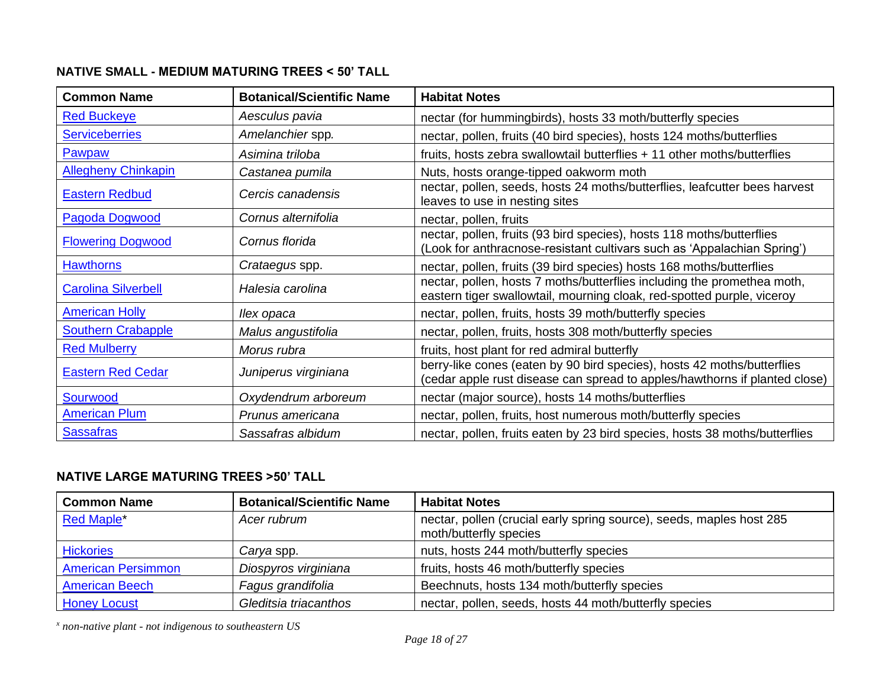**NATIVE SMALL - MEDIUM MATURING TREES < 50' TALL**

| Common Name | Botanical/Scientific Name | Habitat Notes |
|---|---|---|
| Red Buckeye | *Aesculus pavia* | nectar (for hummingbirds), hosts 33 moth/butterfly species |
| Serviceberries | *Amelanchier* spp. | nectar, pollen, fruits (40 bird species), hosts 124 moths/butterflies |
| Pawpaw | *Asimina triloba* | fruits, hosts zebra swallowtail butterflies + 11 other moths/butterflies |
| Allegheny Chinkapin | *Castanea pumila* | Nuts, hosts orange-tipped oakworm moth |
| Eastern Redbud | *Cercis canadensis* | nectar, pollen, seeds, hosts 24 moths/butterflies, leafcutter bees harvest leaves to use in nesting sites |
| Pagoda Dogwood | *Cornus alternifolia* | nectar, pollen, fruits |
| Flowering Dogwood | *Cornus florida* | nectar, pollen, fruits (93 bird species), hosts 118 moths/butterflies (Look for anthracnose-resistant cultivars such as 'Appalachian Spring') |
| Hawthorns | *Crataegus* spp. | nectar, pollen, fruits (39 bird species) hosts 168 moths/butterflies |
| Carolina Silverbell | *Halesia carolina* | nectar, pollen, hosts 7 moths/butterflies including the promethea moth, eastern tiger swallowtail, mourning cloak, red-spotted purple, viceroy |
| American Holly | *Ilex opaca* | nectar, pollen, fruits, hosts 39 moth/butterfly species |
| Southern Crabapple | *Malus angustifolia* | nectar, pollen, fruits, hosts 308 moth/butterfly species |
| Red Mulberry | *Morus rubra* | fruits, host plant for red admiral butterfly |
| Eastern Red Cedar | *Juniperus virginiana* | berry-like cones (eaten by 90 bird species), hosts 42 moths/butterflies (cedar apple rust disease can spread to apples/hawthorns if planted close) |
| Sourwood | *Oxydendrum arboreum* | nectar (major source), hosts 14 moths/butterflies |
| American Plum | *Prunus americana* | nectar, pollen, fruits, host numerous moth/butterfly species |
| Sassafras | *Sassafras albidum* | nectar, pollen, fruits eaten by 23 bird species, hosts 38 moths/butterflies |

**NATIVE LARGE MATURING TREES >50' TALL**

| Common Name | Botanical/Scientific Name | Habitat Notes |
|---|---|---|
| Red Maple* | *Acer rubrum* | nectar, pollen (crucial early spring source), seeds, maples host 285 moth/butterfly species |
| Hickories | *Carya* spp. | nuts, hosts 244 moth/butterfly species |
| American Persimmon | *Diospyros virginiana* | fruits, hosts 46 moth/butterfly species |
| American Beech | *Fagus grandifolia* | Beechnuts, hosts 134 moth/butterfly species |
| Honey Locust | *Gleditsia triacanthos* | nectar, pollen, seeds, hosts 44 moth/butterfly species |

[x] *non-native plant - not indigenous to southeastern US*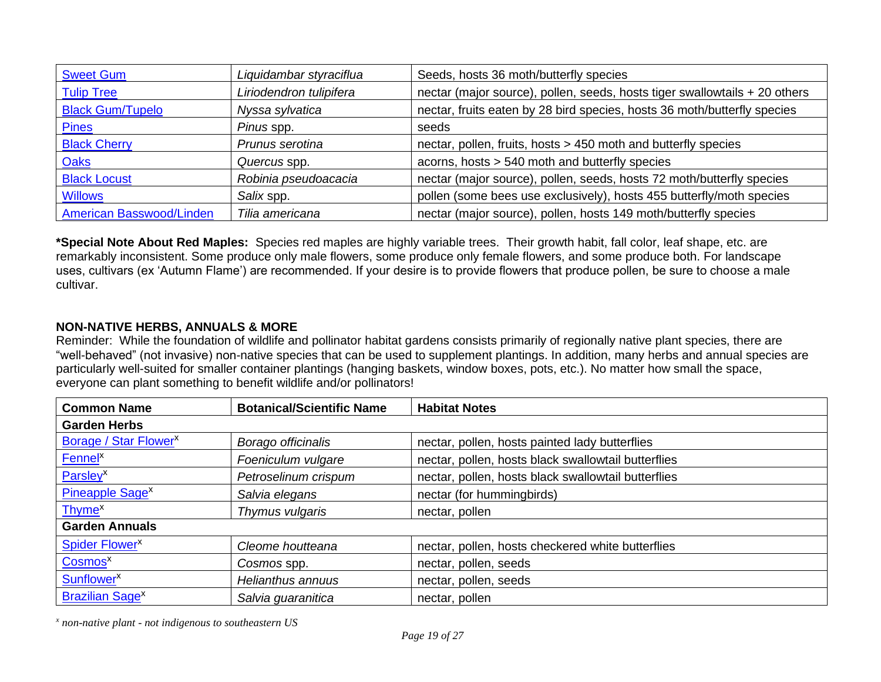| Sweet Gum | *Liquidambar styraciflua* | Seeds, hosts 36 moth/butterfly species |
|---|---|---|
| Tulip Tree | *Liriodendron tulipifera* | nectar (major source), pollen, seeds, hosts tiger swallowtails + 20 others |
| Black Gum/Tupelo | *Nyssa sylvatica* | nectar, fruits eaten by 28 bird species, hosts 36 moth/butterfly species |
| Pines | *Pinus* spp. | seeds |
| Black Cherry | *Prunus serotina* | nectar, pollen, fruits, hosts > 450 moth and butterfly species |
| Oaks | *Quercus* spp. | acorns, hosts > 540 moth and butterfly species |
| Black Locust | *Robinia pseudoacacia* | nectar (major source), pollen, seeds, hosts 72 moth/butterfly species |
| Willows | *Salix* spp. | pollen (some bees use exclusively), hosts 455 butterfly/moth species |
| American Basswood/Linden | *Tilia americana* | nectar (major source), pollen, hosts 149 moth/butterfly species |

**\*Special Note About Red Maples:** Species red maples are highly variable trees. Their growth habit, fall color, leaf shape, etc. are remarkably inconsistent. Some produce only male flowers, some produce only female flowers, and some produce both. For landscape uses, cultivars (ex 'Autumn Flame') are recommended. If your desire is to provide flowers that produce pollen, be sure to choose a male cultivar.

## NON-NATIVE HERBS, ANNUALS & MORE

Reminder: While the foundation of wildlife and pollinator habitat gardens consists primarily of regionally native plant species, there are "well-behaved" (not invasive) non-native species that can be used to supplement plantings. In addition, many herbs and annual species are particularly well-suited for smaller container plantings (hanging baskets, window boxes, pots, etc.). No matter how small the space, everyone can plant something to benefit wildlife and/or pollinators!

| Common Name | Botanical/Scientific Name | Habitat Notes |
|---|---|---|
| **Garden Herbs** | | |
| Borage / Star Flower[x] | *Borago officinalis* | nectar, pollen, hosts painted lady butterflies |
| Fennel[x] | *Foeniculum vulgare* | nectar, pollen, hosts black swallowtail butterflies |
| Parsley[x] | *Petroselinum crispum* | nectar, pollen, hosts black swallowtail butterflies |
| Pineapple Sage[x] | *Salvia elegans* | nectar (for hummingbirds) |
| Thyme[x] | *Thymus vulgaris* | nectar, pollen |
| **Garden Annuals** | | |
| Spider Flower[x] | *Cleome houtteana* | nectar, pollen, hosts checkered white butterflies |
| Cosmos[x] | *Cosmos* spp. | nectar, pollen, seeds |
| Sunflower[x] | *Helianthus annuus* | nectar, pollen, seeds |
| Brazilian Sage[x] | *Salvia guaranitica* | nectar, pollen |

[x] *non-native plant - not indigenous to southeastern US*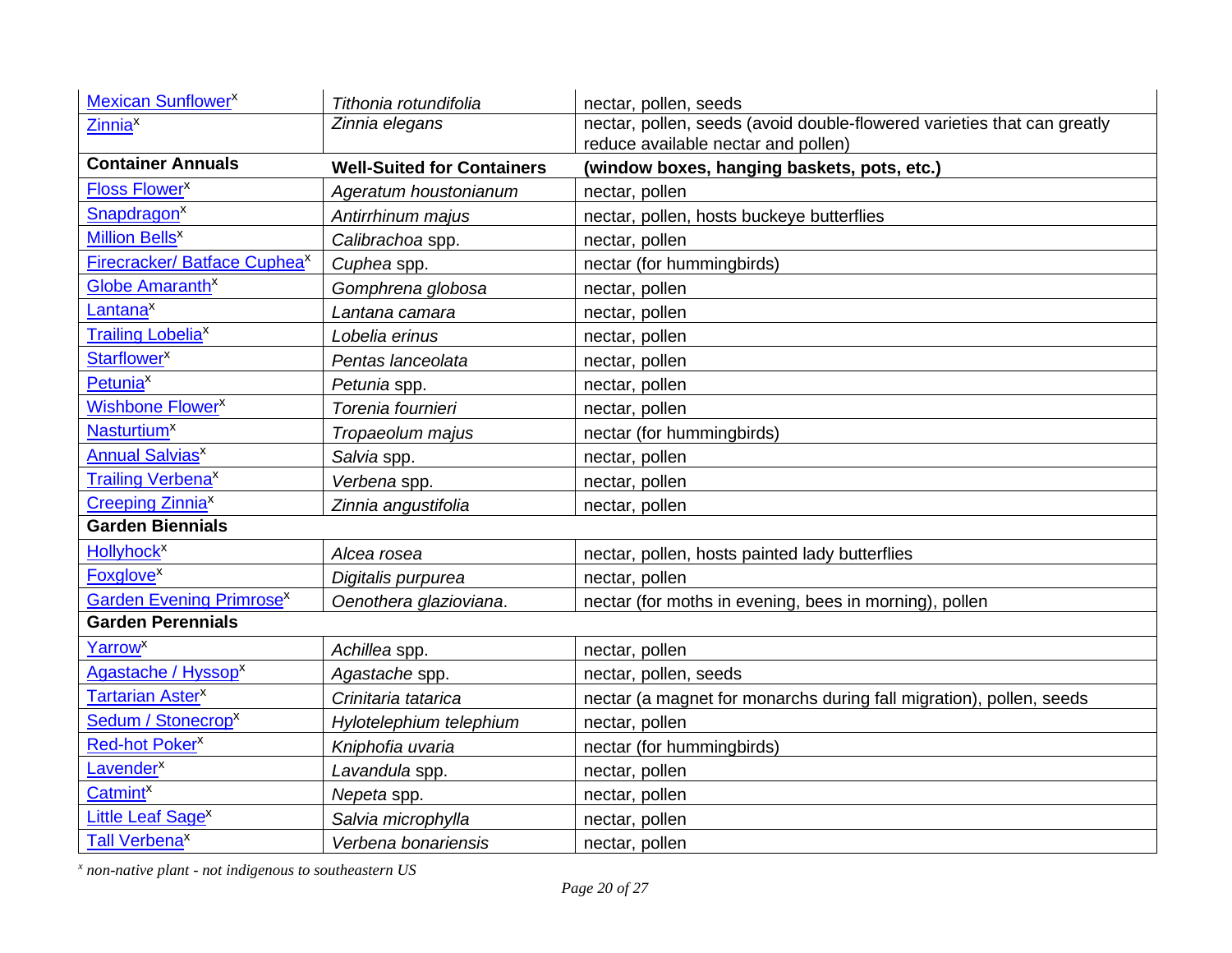| | | |
|---|---|---|
| Mexican Sunflower[x] | *Tithonia rotundifolia* | nectar, pollen, seeds |
| Zinnia[x] | *Zinnia elegans* | nectar, pollen, seeds (avoid double-flowered varieties that can greatly reduce available nectar and pollen) |
| **Container Annuals** | **Well-Suited for Containers** | **(window boxes, hanging baskets, pots, etc.)** |
| Floss Flower[x] | *Ageratum houstonianum* | nectar, pollen |
| Snapdragon[x] | *Antirrhinum majus* | nectar, pollen, hosts buckeye butterflies |
| Million Bells[x] | *Calibrachoa* spp. | nectar, pollen |
| Firecracker/ Batface Cuphea[x] | *Cuphea* spp. | nectar (for hummingbirds) |
| Globe Amaranth[x] | *Gomphrena globosa* | nectar, pollen |
| Lantana[x] | *Lantana camara* | nectar, pollen |
| Trailing Lobelia[x] | *Lobelia erinus* | nectar, pollen |
| Starflower[x] | *Pentas lanceolata* | nectar, pollen |
| Petunia[x] | *Petunia* spp. | nectar, pollen |
| Wishbone Flower[x] | *Torenia fournieri* | nectar, pollen |
| Nasturtium[x] | *Tropaeolum majus* | nectar (for hummingbirds) |
| Annual Salvias[x] | *Salvia* spp. | nectar, pollen |
| Trailing Verbena[x] | *Verbena* spp. | nectar, pollen |
| Creeping Zinnia[x] | *Zinnia angustifolia* | nectar, pollen |
| **Garden Biennials** | | |
| Hollyhock[x] | *Alcea rosea* | nectar, pollen, hosts painted lady butterflies |
| Foxglove[x] | *Digitalis purpurea* | nectar, pollen |
| Garden Evening Primrose[x] | *Oenothera glazioviana*. | nectar (for moths in evening, bees in morning), pollen |
| **Garden Perennials** | | |
| Yarrow[x] | *Achillea* spp. | nectar, pollen |
| Agastache / Hyssop[x] | *Agastache* spp. | nectar, pollen, seeds |
| Tartarian Aster[x] | *Crinitaria tatarica* | nectar (a magnet for monarchs during fall migration), pollen, seeds |
| Sedum / Stonecrop[x] | *Hylotelephium telephium* | nectar, pollen |
| Red-hot Poker[x] | *Kniphofia uvaria* | nectar (for hummingbirds) |
| Lavender[x] | *Lavandula* spp. | nectar, pollen |
| Catmint[x] | *Nepeta* spp. | nectar, pollen |
| Little Leaf Sage[x] | *Salvia microphylla* | nectar, pollen |
| Tall Verbena[x] | *Verbena bonariensis* | nectar, pollen |

[x] *non-native plant - not indigenous to southeastern US*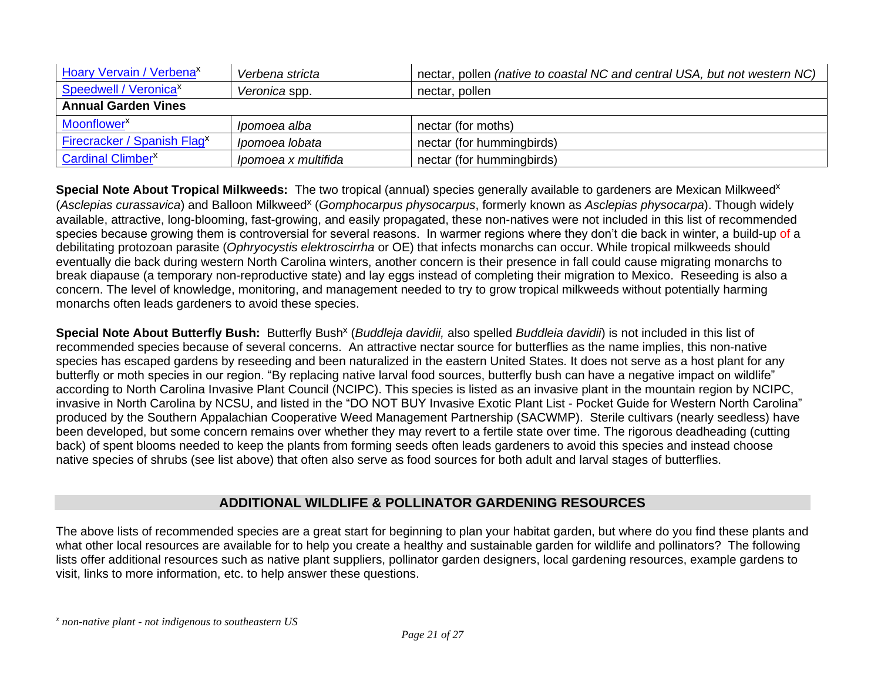| | | |
|---|---|---|
| Hoary Vervain / Verbena[x] | *Verbena stricta* | nectar, pollen *(native to coastal NC and central USA, but not western NC)* |
| Speedwell / Veronica[x] | *Veronica* spp. | nectar, pollen |
| **Annual Garden Vines** | | |
| Moonflower[x] | *Ipomoea alba* | nectar (for moths) |
| Firecracker / Spanish Flag[x] | *Ipomoea lobata* | nectar (for hummingbirds) |
| Cardinal Climber[x] | *Ipomoea x multifida* | nectar (for hummingbirds) |

**Special Note About Tropical Milkweeds:** The two tropical (annual) species generally available to gardeners are Mexican Milkweed[x] (*Asclepias curassavica*) and Balloon Milkweed[x] (*Gomphocarpus physocarpus*, formerly known as *Asclepias physocarpa*). Though widely available, attractive, long-blooming, fast-growing, and easily propagated, these non-natives were not included in this list of recommended species because growing them is controversial for several reasons. In warmer regions where they don't die back in winter, a build-up of a debilitating protozoan parasite (*Ophryocystis elektroscirrha* or OE) that infects monarchs can occur. While tropical milkweeds should eventually die back during western North Carolina winters, another concern is their presence in fall could cause migrating monarchs to break diapause (a temporary non-reproductive state) and lay eggs instead of completing their migration to Mexico. Reseeding is also a concern. The level of knowledge, monitoring, and management needed to try to grow tropical milkweeds without potentially harming monarchs often leads gardeners to avoid these species.

**Special Note About Butterfly Bush:** Butterfly Bush[x] (*Buddleja davidii,* also spelled *Buddleia davidii*) is not included in this list of recommended species because of several concerns. An attractive nectar source for butterflies as the name implies, this non-native species has escaped gardens by reseeding and been naturalized in the eastern United States. It does not serve as a host plant for any butterfly or moth species in our region. "By replacing native larval food sources, butterfly bush can have a negative impact on wildlife" according to North Carolina Invasive Plant Council (NCIPC). This species is listed as an invasive plant in the mountain region by NCIPC, invasive in North Carolina by NCSU, and listed in the "DO NOT BUY Invasive Exotic Plant List - Pocket Guide for Western North Carolina" produced by the Southern Appalachian Cooperative Weed Management Partnership (SACWMP). Sterile cultivars (nearly seedless) have been developed, but some concern remains over whether they may revert to a fertile state over time. The rigorous deadheading (cutting back) of spent blooms needed to keep the plants from forming seeds often leads gardeners to avoid this species and instead choose native species of shrubs (see list above) that often also serve as food sources for both adult and larval stages of butterflies.

## ADDITIONAL WILDLIFE & POLLINATOR GARDENING RESOURCES

The above lists of recommended species are a great start for beginning to plan your habitat garden, but where do you find these plants and what other local resources are available for to help you create a healthy and sustainable garden for wildlife and pollinators? The following lists offer additional resources such as native plant suppliers, pollinator garden designers, local gardening resources, example gardens to visit, links to more information, etc. to help answer these questions.

[x] *non-native plant - not indigenous to southeastern US*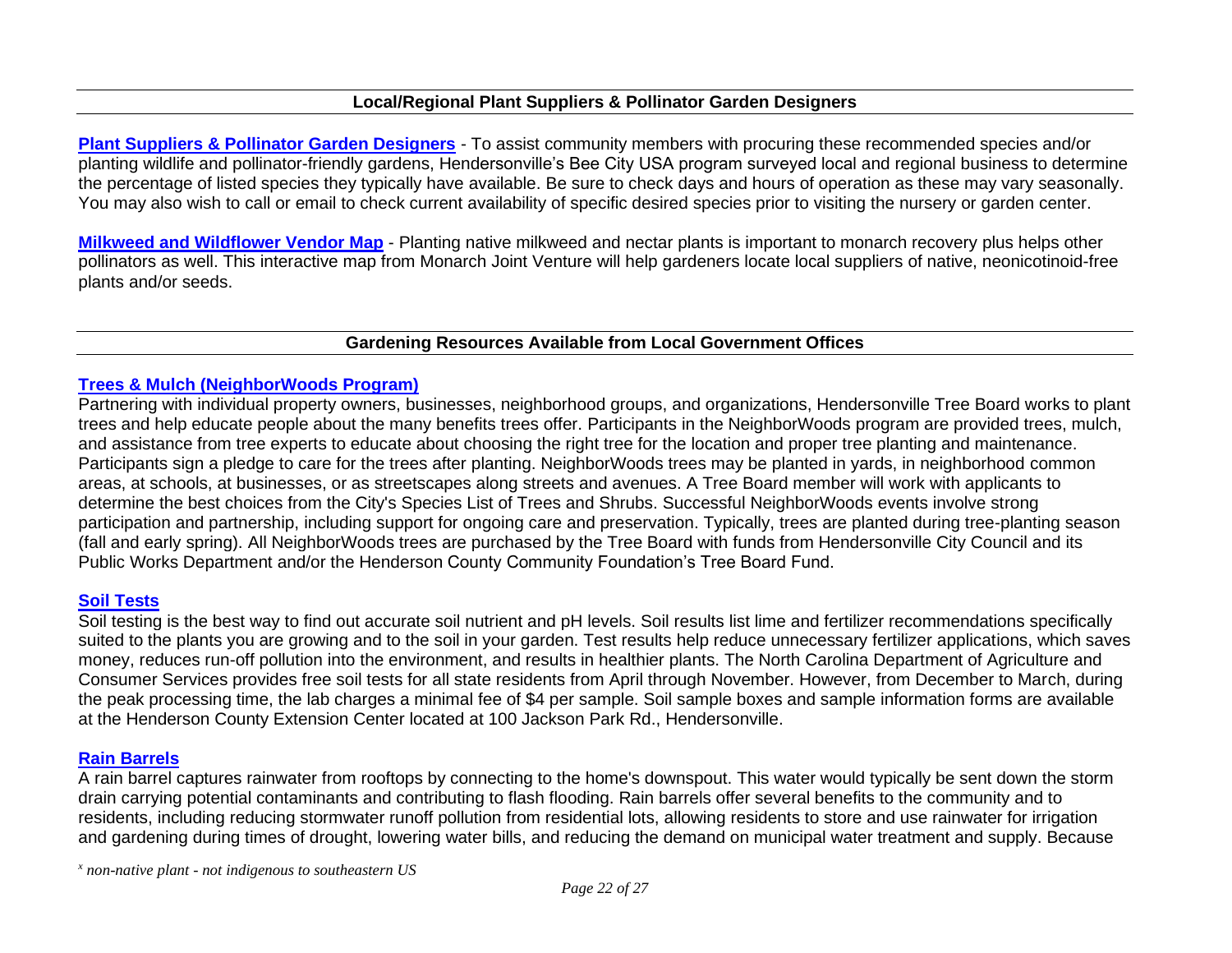## Local/Regional Plant Suppliers & Pollinator Garden Designers

**Plant Suppliers & Pollinator Garden Designers** - To assist community members with procuring these recommended species and/or planting wildlife and pollinator-friendly gardens, Hendersonville's Bee City USA program surveyed local and regional business to determine the percentage of listed species they typically have available. Be sure to check days and hours of operation as these may vary seasonally. You may also wish to call or email to check current availability of specific desired species prior to visiting the nursery or garden center.

**Milkweed and Wildflower Vendor Map** - Planting native milkweed and nectar plants is important to monarch recovery plus helps other pollinators as well. This interactive map from Monarch Joint Venture will help gardeners locate local suppliers of native, neonicotinoid-free plants and/or seeds.

## Gardening Resources Available from Local Government Offices

### Trees & Mulch (NeighborWoods Program)

Partnering with individual property owners, businesses, neighborhood groups, and organizations, Hendersonville Tree Board works to plant trees and help educate people about the many benefits trees offer. Participants in the NeighborWoods program are provided trees, mulch, and assistance from tree experts to educate about choosing the right tree for the location and proper tree planting and maintenance. Participants sign a pledge to care for the trees after planting. NeighborWoods trees may be planted in yards, in neighborhood common areas, at schools, at businesses, or as streetscapes along streets and avenues. A Tree Board member will work with applicants to determine the best choices from the City's Species List of Trees and Shrubs. Successful NeighborWoods events involve strong participation and partnership, including support for ongoing care and preservation. Typically, trees are planted during tree-planting season (fall and early spring). All NeighborWoods trees are purchased by the Tree Board with funds from Hendersonville City Council and its Public Works Department and/or the Henderson County Community Foundation's Tree Board Fund.

### Soil Tests

Soil testing is the best way to find out accurate soil nutrient and pH levels. Soil results list lime and fertilizer recommendations specifically suited to the plants you are growing and to the soil in your garden. Test results help reduce unnecessary fertilizer applications, which saves money, reduces run-off pollution into the environment, and results in healthier plants. The North Carolina Department of Agriculture and Consumer Services provides free soil tests for all state residents from April through November. However, from December to March, during the peak processing time, the lab charges a minimal fee of $4 per sample. Soil sample boxes and sample information forms are available at the Henderson County Extension Center located at 100 Jackson Park Rd., Hendersonville.

### Rain Barrels

A rain barrel captures rainwater from rooftops by connecting to the home's downspout. This water would typically be sent down the storm drain carrying potential contaminants and contributing to flash flooding. Rain barrels offer several benefits to the community and to residents, including reducing stormwater runoff pollution from residential lots, allowing residents to store and use rainwater for irrigation and gardening during times of drought, lowering water bills, and reducing the demand on municipal water treatment and supply. Because

[x] *non-native plant - not indigenous to southeastern US*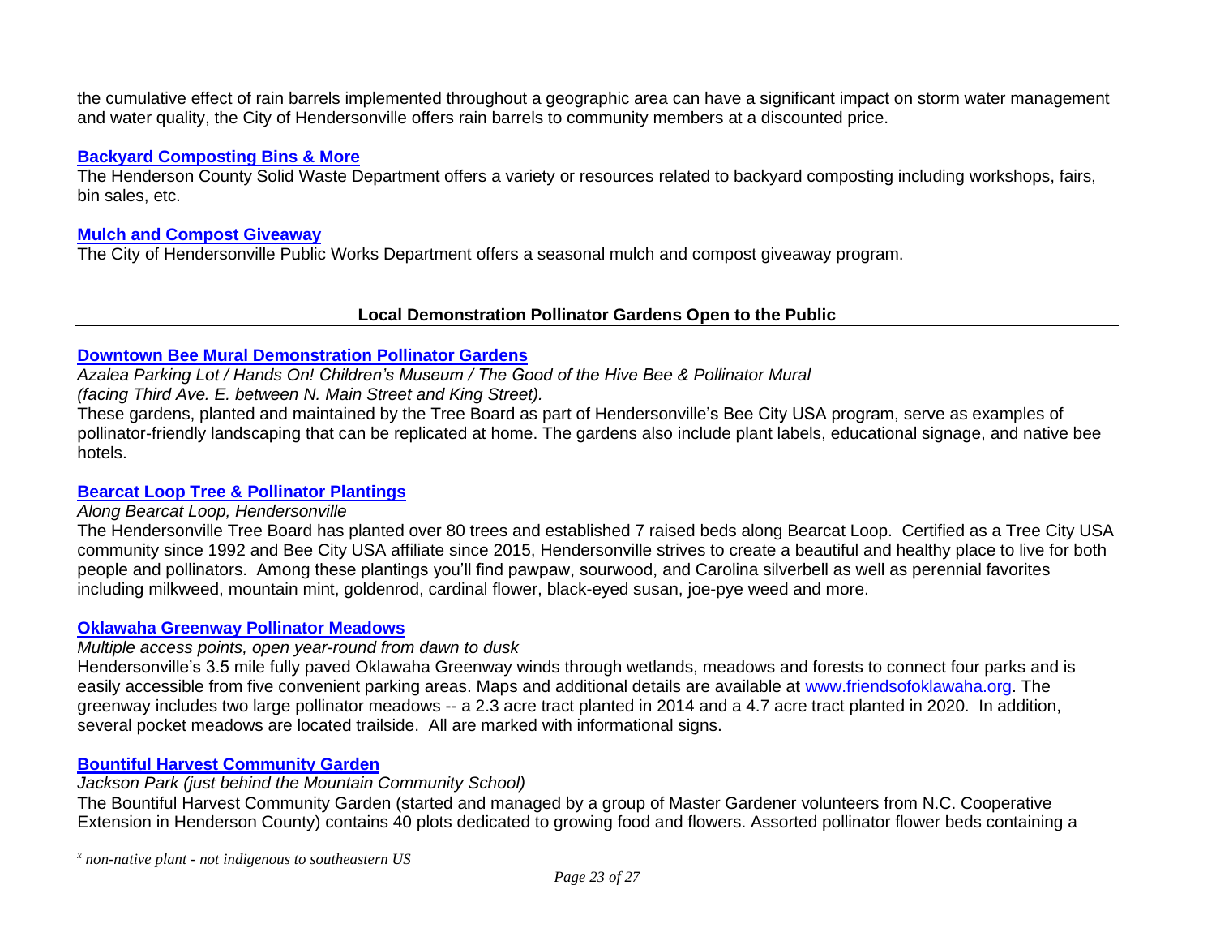the cumulative effect of rain barrels implemented throughout a geographic area can have a significant impact on storm water management and water quality, the City of Hendersonville offers rain barrels to community members at a discounted price.

**Backyard Composting Bins & More**
The Henderson County Solid Waste Department offers a variety or resources related to backyard composting including workshops, fairs, bin sales, etc.

**Mulch and Compost Giveaway**
The City of Hendersonville Public Works Department offers a seasonal mulch and compost giveaway program.

---

## Local Demonstration Pollinator Gardens Open to the Public

---

**Downtown Bee Mural Demonstration Pollinator Gardens**
*Azalea Parking Lot / Hands On! Children's Museum / The Good of the Hive Bee & Pollinator Mural (facing Third Ave. E. between N. Main Street and King Street).*
These gardens, planted and maintained by the Tree Board as part of Hendersonville's Bee City USA program, serve as examples of pollinator-friendly landscaping that can be replicated at home. The gardens also include plant labels, educational signage, and native bee hotels.

**Bearcat Loop Tree & Pollinator Plantings**
*Along Bearcat Loop, Hendersonville*
The Hendersonville Tree Board has planted over 80 trees and established 7 raised beds along Bearcat Loop. Certified as a Tree City USA community since 1992 and Bee City USA affiliate since 2015, Hendersonville strives to create a beautiful and healthy place to live for both people and pollinators. Among these plantings you'll find pawpaw, sourwood, and Carolina silverbell as well as perennial favorites including milkweed, mountain mint, goldenrod, cardinal flower, black-eyed susan, joe-pye weed and more.

**Oklawaha Greenway Pollinator Meadows**
*Multiple access points, open year-round from dawn to dusk*
Hendersonville's 3.5 mile fully paved Oklawaha Greenway winds through wetlands, meadows and forests to connect four parks and is easily accessible from five convenient parking areas. Maps and additional details are available at www.friendsofoklawaha.org. The greenway includes two large pollinator meadows -- a 2.3 acre tract planted in 2014 and a 4.7 acre tract planted in 2020. In addition, several pocket meadows are located trailside. All are marked with informational signs.

**Bountiful Harvest Community Garden**
*Jackson Park (just behind the Mountain Community School)*
The Bountiful Harvest Community Garden (started and managed by a group of Master Gardener volunteers from N.C. Cooperative Extension in Henderson County) contains 40 plots dedicated to growing food and flowers. Assorted pollinator flower beds containing a

[x] *non-native plant - not indigenous to southeastern US*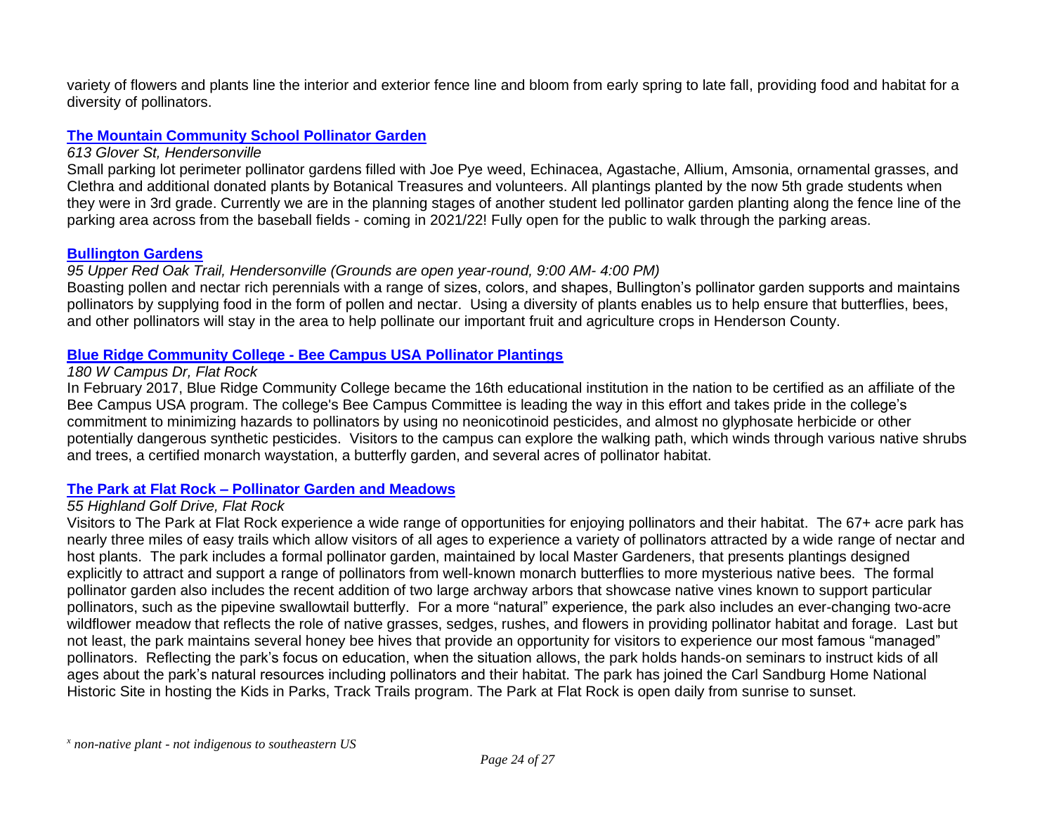variety of flowers and plants line the interior and exterior fence line and bloom from early spring to late fall, providing food and habitat for a diversity of pollinators.

### [The Mountain Community School Pollinator Garden]

*613 Glover St, Hendersonville*

Small parking lot perimeter pollinator gardens filled with Joe Pye weed, Echinacea, Agastache, Allium, Amsonia, ornamental grasses, and Clethra and additional donated plants by Botanical Treasures and volunteers. All plantings planted by the now 5th grade students when they were in 3rd grade. Currently we are in the planning stages of another student led pollinator garden planting along the fence line of the parking area across from the baseball fields - coming in 2021/22! Fully open for the public to walk through the parking areas.

### [Bullington Gardens]

*95 Upper Red Oak Trail, Hendersonville (Grounds are open year-round, 9:00 AM- 4:00 PM)*

Boasting pollen and nectar rich perennials with a range of sizes, colors, and shapes, Bullington's pollinator garden supports and maintains pollinators by supplying food in the form of pollen and nectar. Using a diversity of plants enables us to help ensure that butterflies, bees, and other pollinators will stay in the area to help pollinate our important fruit and agriculture crops in Henderson County.

### [Blue Ridge Community College - Bee Campus USA Pollinator Plantings]

*180 W Campus Dr, Flat Rock*

In February 2017, Blue Ridge Community College became the 16th educational institution in the nation to be certified as an affiliate of the Bee Campus USA program. The college's Bee Campus Committee is leading the way in this effort and takes pride in the college's commitment to minimizing hazards to pollinators by using no neonicotinoid pesticides, and almost no glyphosate herbicide or other potentially dangerous synthetic pesticides. Visitors to the campus can explore the walking path, which winds through various native shrubs and trees, a certified monarch waystation, a butterfly garden, and several acres of pollinator habitat.

### [The Park at Flat Rock – Pollinator Garden and Meadows]

*55 Highland Golf Drive, Flat Rock*

Visitors to The Park at Flat Rock experience a wide range of opportunities for enjoying pollinators and their habitat. The 67+ acre park has nearly three miles of easy trails which allow visitors of all ages to experience a variety of pollinators attracted by a wide range of nectar and host plants. The park includes a formal pollinator garden, maintained by local Master Gardeners, that presents plantings designed explicitly to attract and support a range of pollinators from well-known monarch butterflies to more mysterious native bees. The formal pollinator garden also includes the recent addition of two large archway arbors that showcase native vines known to support particular pollinators, such as the pipevine swallowtail butterfly. For a more "natural" experience, the park also includes an ever-changing two-acre wildflower meadow that reflects the role of native grasses, sedges, rushes, and flowers in providing pollinator habitat and forage. Last but not least, the park maintains several honey bee hives that provide an opportunity for visitors to experience our most famous "managed" pollinators. Reflecting the park's focus on education, when the situation allows, the park holds hands-on seminars to instruct kids of all ages about the park's natural resources including pollinators and their habitat. The park has joined the Carl Sandburg Home National Historic Site in hosting the Kids in Parks, Track Trails program. The Park at Flat Rock is open daily from sunrise to sunset.

[x] *non-native plant - not indigenous to southeastern US*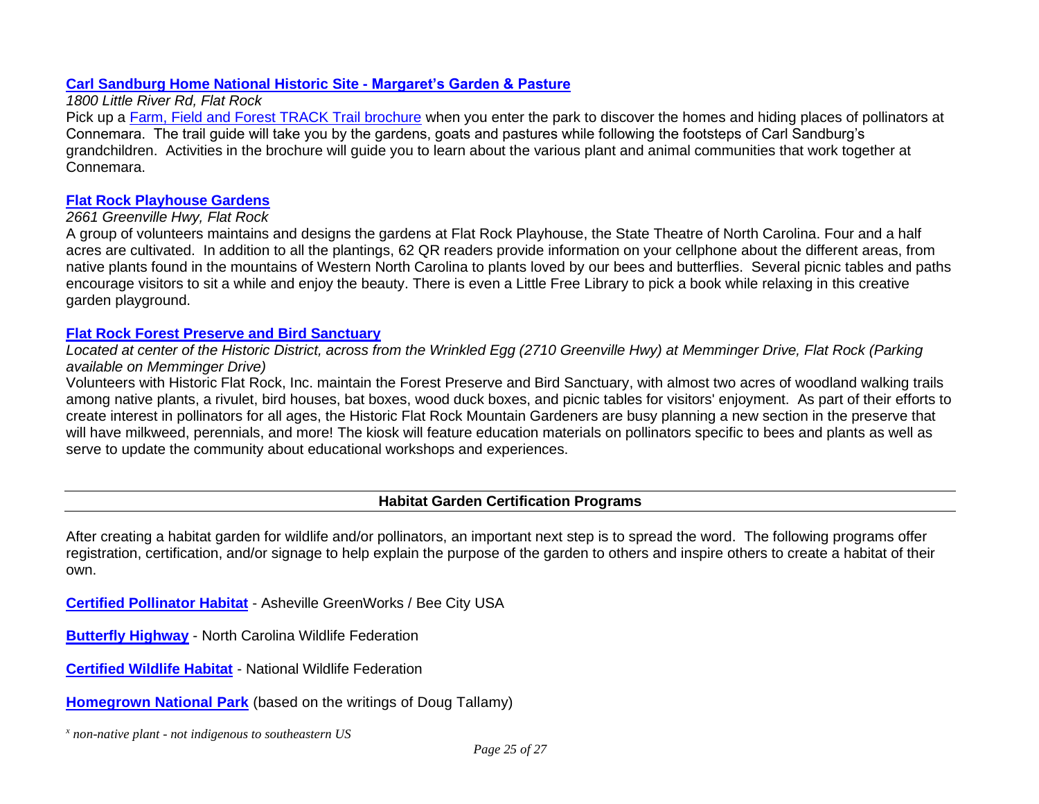### **Carl Sandburg Home National Historic Site - Margaret's Garden & Pasture**

*1800 Little River Rd, Flat Rock*

Pick up a Farm, Field and Forest TRACK Trail brochure when you enter the park to discover the homes and hiding places of pollinators at Connemara. The trail guide will take you by the gardens, goats and pastures while following the footsteps of Carl Sandburg's grandchildren. Activities in the brochure will guide you to learn about the various plant and animal communities that work together at Connemara.

### **Flat Rock Playhouse Gardens**

*2661 Greenville Hwy, Flat Rock*

A group of volunteers maintains and designs the gardens at Flat Rock Playhouse, the State Theatre of North Carolina. Four and a half acres are cultivated. In addition to all the plantings, 62 QR readers provide information on your cellphone about the different areas, from native plants found in the mountains of Western North Carolina to plants loved by our bees and butterflies. Several picnic tables and paths encourage visitors to sit a while and enjoy the beauty. There is even a Little Free Library to pick a book while relaxing in this creative garden playground.

### **Flat Rock Forest Preserve and Bird Sanctuary**

*Located at center of the Historic District, across from the Wrinkled Egg (2710 Greenville Hwy) at Memminger Drive, Flat Rock (Parking available on Memminger Drive)*

Volunteers with Historic Flat Rock, Inc. maintain the Forest Preserve and Bird Sanctuary, with almost two acres of woodland walking trails among native plants, a rivulet, bird houses, bat boxes, wood duck boxes, and picnic tables for visitors' enjoyment. As part of their efforts to create interest in pollinators for all ages, the Historic Flat Rock Mountain Gardeners are busy planning a new section in the preserve that will have milkweed, perennials, and more! The kiosk will feature education materials on pollinators specific to bees and plants as well as serve to update the community about educational workshops and experiences.

---

## Habitat Garden Certification Programs

---

After creating a habitat garden for wildlife and/or pollinators, an important next step is to spread the word. The following programs offer registration, certification, and/or signage to help explain the purpose of the garden to others and inspire others to create a habitat of their own.

**Certified Pollinator Habitat** - Asheville GreenWorks / Bee City USA

**Butterfly Highway** - North Carolina Wildlife Federation

**Certified Wildlife Habitat** - National Wildlife Federation

**Homegrown National Park** (based on the writings of Doug Tallamy)

*[x] non-native plant - not indigenous to southeastern US*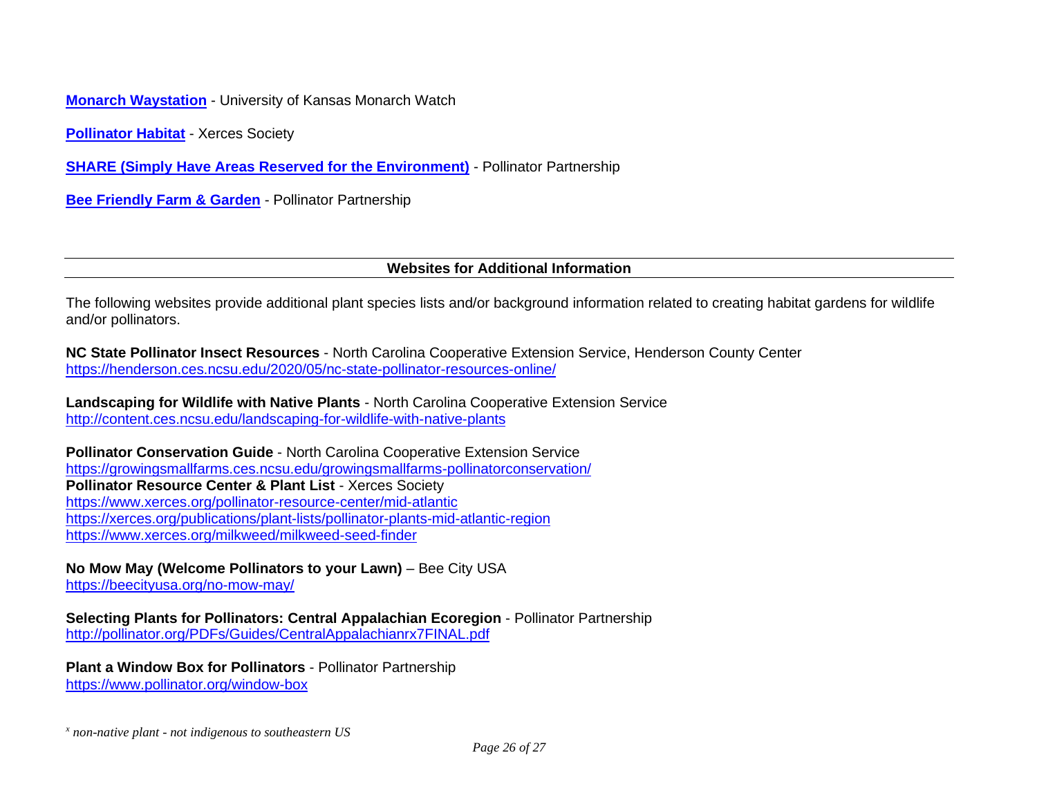**Monarch Waystation** - University of Kansas Monarch Watch

**Pollinator Habitat** - Xerces Society

**SHARE (Simply Have Areas Reserved for the Environment)** - Pollinator Partnership

**Bee Friendly Farm & Garden** - Pollinator Partnership

## Websites for Additional Information

The following websites provide additional plant species lists and/or background information related to creating habitat gardens for wildlife and/or pollinators.

**NC State Pollinator Insect Resources** - North Carolina Cooperative Extension Service, Henderson County Center
https://henderson.ces.ncsu.edu/2020/05/nc-state-pollinator-resources-online/

**Landscaping for Wildlife with Native Plants** - North Carolina Cooperative Extension Service
http://content.ces.ncsu.edu/landscaping-for-wildlife-with-native-plants

**Pollinator Conservation Guide** - North Carolina Cooperative Extension Service
https://growingsmallfarms.ces.ncsu.edu/growingsmallfarms-pollinatorconservation/
**Pollinator Resource Center & Plant List** - Xerces Society
https://www.xerces.org/pollinator-resource-center/mid-atlantic
https://xerces.org/publications/plant-lists/pollinator-plants-mid-atlantic-region
https://www.xerces.org/milkweed/milkweed-seed-finder

**No Mow May (Welcome Pollinators to your Lawn)** – Bee City USA
https://beecityusa.org/no-mow-may/

**Selecting Plants for Pollinators: Central Appalachian Ecoregion** - Pollinator Partnership
http://pollinator.org/PDFs/Guides/CentralAppalachianrx7FINAL.pdf

**Plant a Window Box for Pollinators** - Pollinator Partnership
https://www.pollinator.org/window-box

[x] *non-native plant - not indigenous to southeastern US*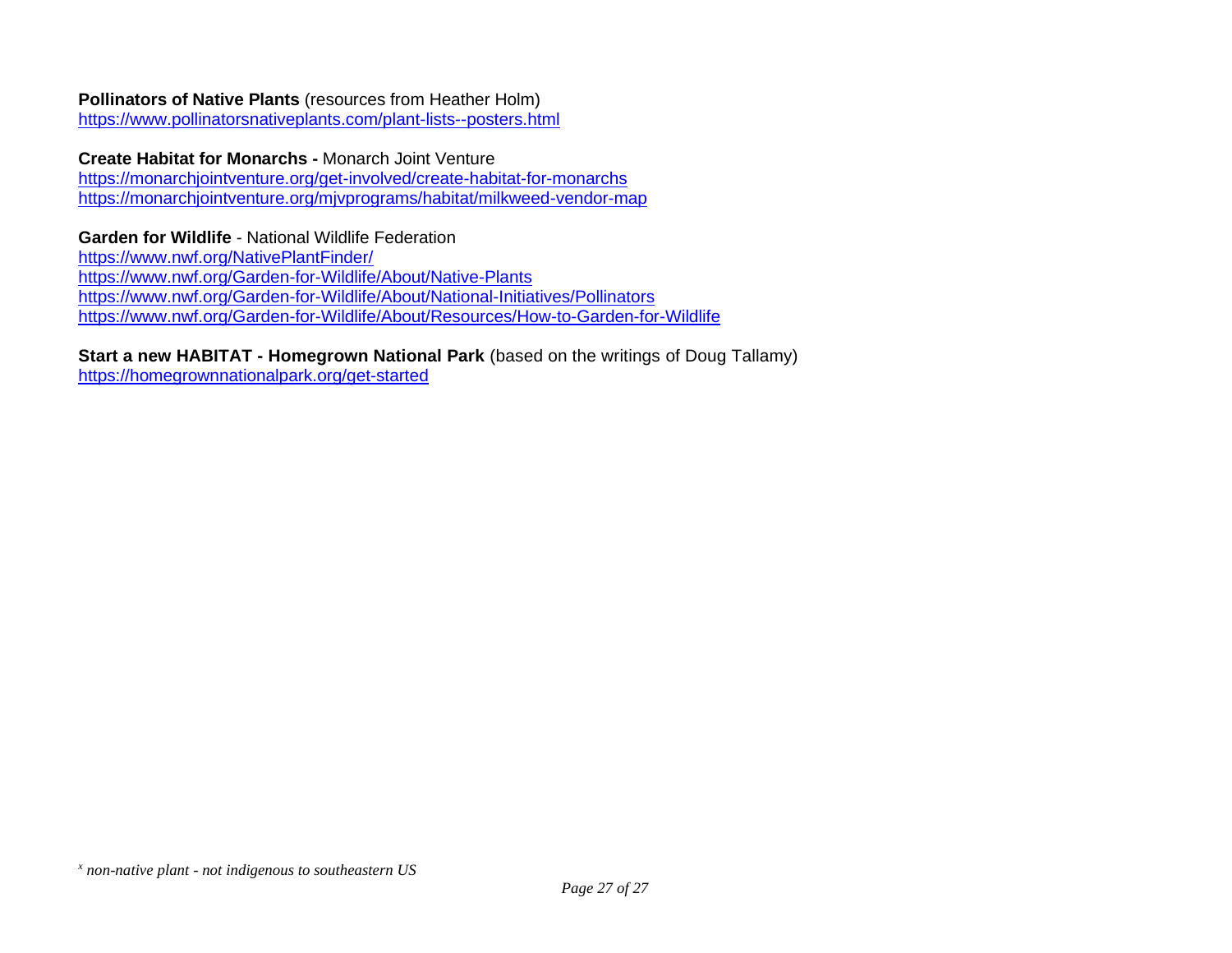**Pollinators of Native Plants** (resources from Heather Holm)
https://www.pollinatorsnativeplants.com/plant-lists--posters.html

**Create Habitat for Monarchs -** Monarch Joint Venture
https://monarchjointventure.org/get-involved/create-habitat-for-monarchs
https://monarchjointventure.org/mjvprograms/habitat/milkweed-vendor-map

**Garden for Wildlife** - National Wildlife Federation
https://www.nwf.org/NativePlantFinder/
https://www.nwf.org/Garden-for-Wildlife/About/Native-Plants
https://www.nwf.org/Garden-for-Wildlife/About/National-Initiatives/Pollinators
https://www.nwf.org/Garden-for-Wildlife/About/Resources/How-to-Garden-for-Wildlife

**Start a new HABITAT - Homegrown National Park** (based on the writings of Doug Tallamy)
https://homegrownnationalpark.org/get-started

[x] *non-native plant - not indigenous to southeastern US*